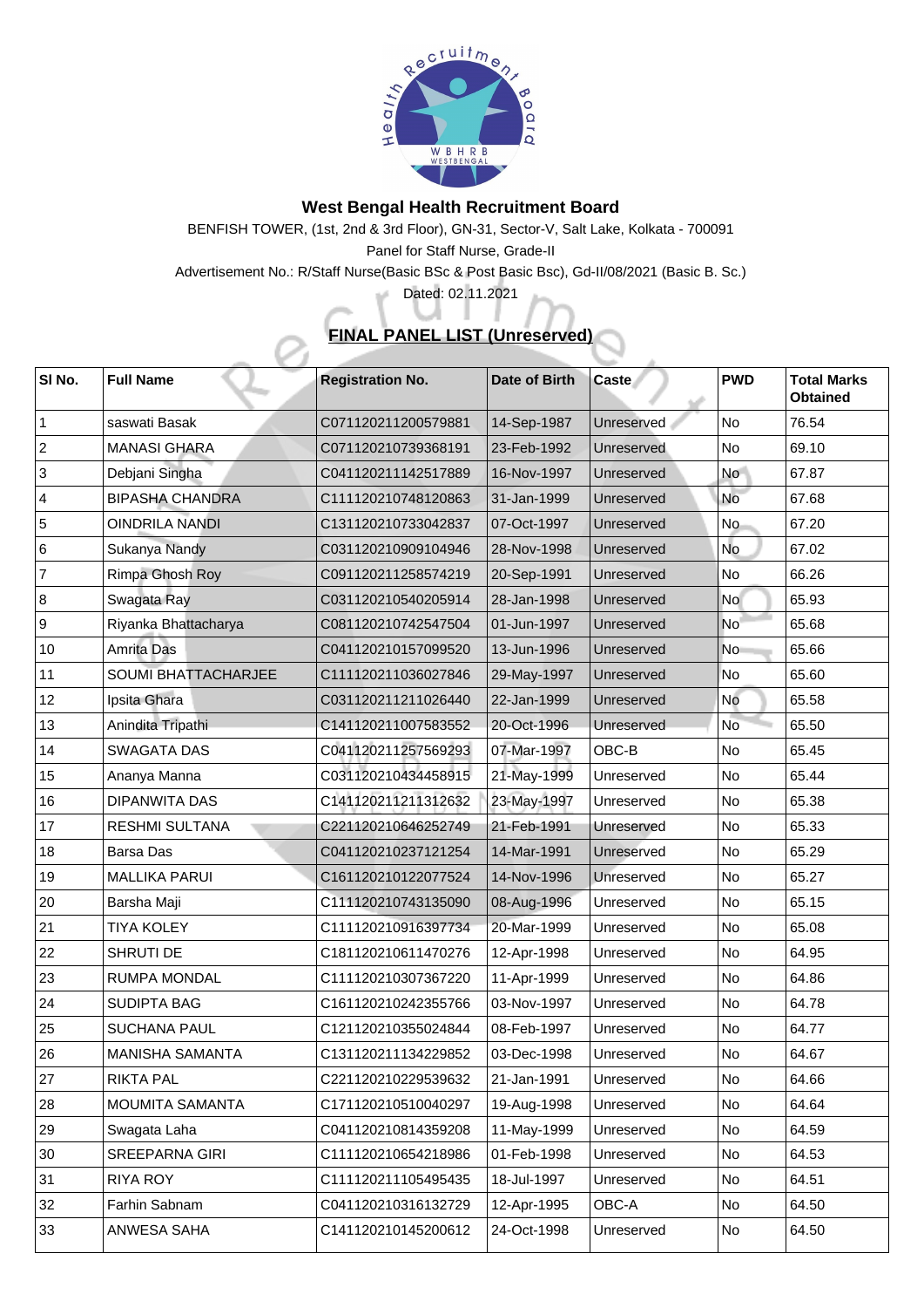## West Bengal Health Recruitment Board

BENFISH TOWER, (1st, 2nd & 3rd Floor), GN-31, Sector-V, Salt Lake, Kolkata - 700091

Panel for Staff Nurse, Grade-II

Advertisement No.: R/Staff Nurse(Basic BSc & Post Basic Bsc), Gd-II/08/2021 (Basic B. Sc.)

Dated: 02.11.2021

### **FINAL PANEL LIST (Unreserved)**

| Sl No. | Full Name | Registration No. | Date of Birth | Caste | PWD | Total Marks Obtained |
|---|---|---|---|---|---|---|
| 1 | saswati Basak | C071120211200579881 | 14-Sep-1987 | Unreserved | No | 76.54 |
| 2 | MANASI GHARA | C071120210739368191 | 23-Feb-1992 | Unreserved | No | 69.10 |
| 3 | Debjani Singha | C041120211142517889 | 16-Nov-1997 | Unreserved | No | 67.87 |
| 4 | BIPASHA CHANDRA | C111120210748120863 | 31-Jan-1999 | Unreserved | No | 67.68 |
| 5 | OINDRILA NANDI | C131120210733042837 | 07-Oct-1997 | Unreserved | No | 67.20 |
| 6 | Sukanya Nandy | C031120210909104946 | 28-Nov-1998 | Unreserved | No | 67.02 |
| 7 | Rimpa Ghosh Roy | C091120211258574219 | 20-Sep-1991 | Unreserved | No | 66.26 |
| 8 | Swagata Ray | C031120210540205914 | 28-Jan-1998 | Unreserved | No | 65.93 |
| 9 | Riyanka Bhattacharya | C081120210742547504 | 01-Jun-1997 | Unreserved | No | 65.68 |
| 10 | Amrita Das | C041120210157099520 | 13-Jun-1996 | Unreserved | No | 65.66 |
| 11 | SOUMI BHATTACHARJEE | C111120211036027846 | 29-May-1997 | Unreserved | No | 65.60 |
| 12 | Ipsita Ghara | C031120211211026440 | 22-Jan-1999 | Unreserved | No | 65.58 |
| 13 | Anindita Tripathi | C141120211007583552 | 20-Oct-1996 | Unreserved | No | 65.50 |
| 14 | SWAGATA DAS | C041120211257569293 | 07-Mar-1997 | OBC-B | No | 65.45 |
| 15 | Ananya Manna | C031120210434458915 | 21-May-1999 | Unreserved | No | 65.44 |
| 16 | DIPANWITA DAS | C141120211211312632 | 23-May-1997 | Unreserved | No | 65.38 |
| 17 | RESHMI SULTANA | C221120210646252749 | 21-Feb-1991 | Unreserved | No | 65.33 |
| 18 | Barsa Das | C041120210237121254 | 14-Mar-1991 | Unreserved | No | 65.29 |
| 19 | MALLIKA PARUI | C161120210122077524 | 14-Nov-1996 | Unreserved | No | 65.27 |
| 20 | Barsha Maji | C111120210743135090 | 08-Aug-1996 | Unreserved | No | 65.15 |
| 21 | TIYA KOLEY | C111120210916397734 | 20-Mar-1999 | Unreserved | No | 65.08 |
| 22 | SHRUTI DE | C181120210611470276 | 12-Apr-1998 | Unreserved | No | 64.95 |
| 23 | RUMPA MONDAL | C111120210307367220 | 11-Apr-1999 | Unreserved | No | 64.86 |
| 24 | SUDIPTA BAG | C161120210242355766 | 03-Nov-1997 | Unreserved | No | 64.78 |
| 25 | SUCHANA PAUL | C121120210355024844 | 08-Feb-1997 | Unreserved | No | 64.77 |
| 26 | MANISHA SAMANTA | C131120211134229852 | 03-Dec-1998 | Unreserved | No | 64.67 |
| 27 | RIKTA PAL | C221120210229539632 | 21-Jan-1991 | Unreserved | No | 64.66 |
| 28 | MOUMITA SAMANTA | C171120210510040297 | 19-Aug-1998 | Unreserved | No | 64.64 |
| 29 | Swagata Laha | C041120210814359208 | 11-May-1999 | Unreserved | No | 64.59 |
| 30 | SREEPARNA GIRI | C111120210654218986 | 01-Feb-1998 | Unreserved | No | 64.53 |
| 31 | RIYA ROY | C111120211105495435 | 18-Jul-1997 | Unreserved | No | 64.51 |
| 32 | Farhin Sabnam | C041120210316132729 | 12-Apr-1995 | OBC-A | No | 64.50 |
| 33 | ANWESA SAHA | C141120210145200612 | 24-Oct-1998 | Unreserved | No | 64.50 |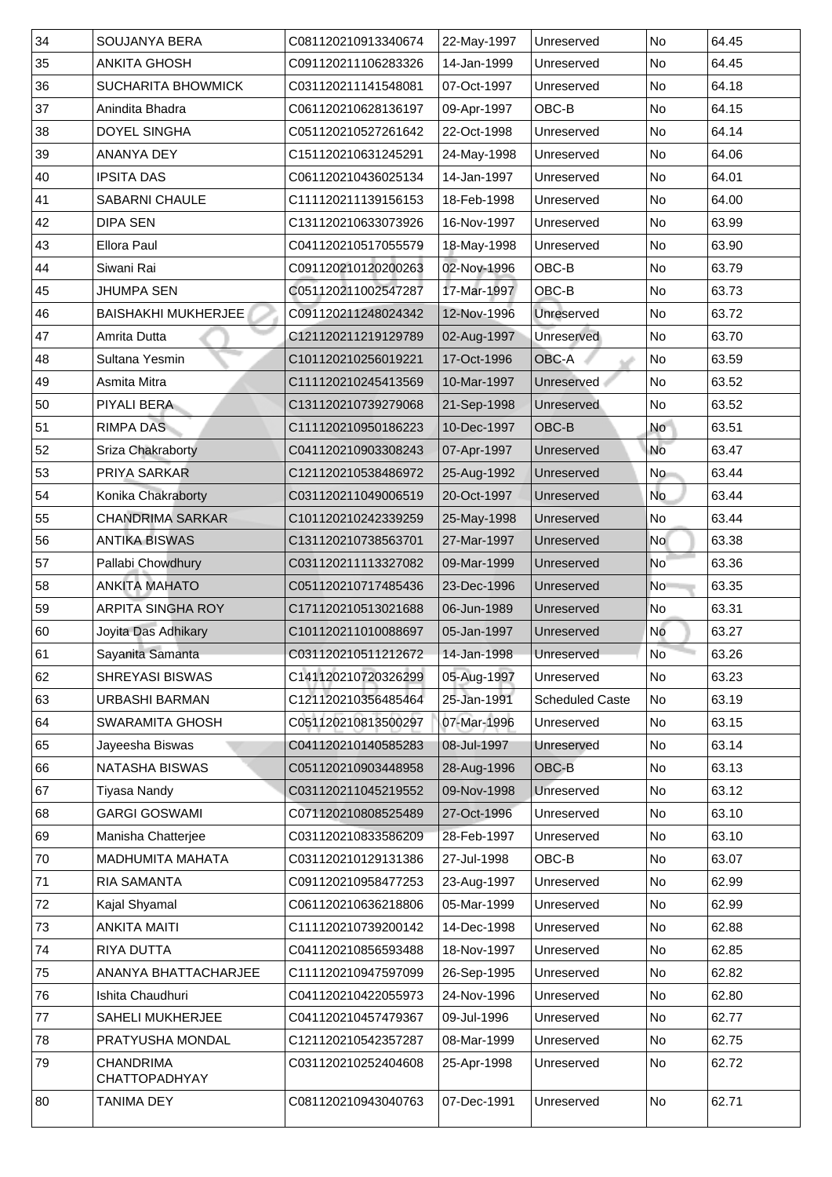| 34 | SOUJANYA BERA | C081120210913340674 | 22-May-1997 | Unreserved | No | 64.45 |
|---|---|---|---|---|---|---|
| 35 | ANKITA GHOSH | C091120211106283326 | 14-Jan-1999 | Unreserved | No | 64.45 |
| 36 | SUCHARITA BHOWMICK | C031120211141548081 | 07-Oct-1997 | Unreserved | No | 64.18 |
| 37 | Anindita Bhadra | C061120210628136197 | 09-Apr-1997 | OBC-B | No | 64.15 |
| 38 | DOYEL SINGHA | C051120210527261642 | 22-Oct-1998 | Unreserved | No | 64.14 |
| 39 | ANANYA DEY | C151120210631245291 | 24-May-1998 | Unreserved | No | 64.06 |
| 40 | IPSITA DAS | C061120210436025134 | 14-Jan-1997 | Unreserved | No | 64.01 |
| 41 | SABARNI CHAULE | C111120211139156153 | 18-Feb-1998 | Unreserved | No | 64.00 |
| 42 | DIPA SEN | C131120210633073926 | 16-Nov-1997 | Unreserved | No | 63.99 |
| 43 | Ellora Paul | C041120210517055579 | 18-May-1998 | Unreserved | No | 63.90 |
| 44 | Siwani Rai | C091120210120200263 | 02-Nov-1996 | OBC-B | No | 63.79 |
| 45 | JHUMPA SEN | C051120211002547287 | 17-Mar-1997 | OBC-B | No | 63.73 |
| 46 | BAISHAKHI MUKHERJEE | C091120211248024342 | 12-Nov-1996 | Unreserved | No | 63.72 |
| 47 | Amrita Dutta | C121120211219129789 | 02-Aug-1997 | Unreserved | No | 63.70 |
| 48 | Sultana Yesmin | C101120210256019221 | 17-Oct-1996 | OBC-A | No | 63.59 |
| 49 | Asmita Mitra | C111120210245413569 | 10-Mar-1997 | Unreserved | No | 63.52 |
| 50 | PIYALI BERA | C131120210739279068 | 21-Sep-1998 | Unreserved | No | 63.52 |
| 51 | RIMPA DAS | C111120210950186223 | 10-Dec-1997 | OBC-B | No | 63.51 |
| 52 | Sriza Chakraborty | C041120210903308243 | 07-Apr-1997 | Unreserved | No | 63.47 |
| 53 | PRIYA SARKAR | C121120210538486972 | 25-Aug-1992 | Unreserved | No | 63.44 |
| 54 | Konika Chakraborty | C031120211049006519 | 20-Oct-1997 | Unreserved | No | 63.44 |
| 55 | CHANDRIMA SARKAR | C101120210242339259 | 25-May-1998 | Unreserved | No | 63.44 |
| 56 | ANTIKA BISWAS | C131120210738563701 | 27-Mar-1997 | Unreserved | No | 63.38 |
| 57 | Pallabi Chowdhury | C031120211113327082 | 09-Mar-1999 | Unreserved | No | 63.36 |
| 58 | ANKITA MAHATO | C051120210717485436 | 23-Dec-1996 | Unreserved | No | 63.35 |
| 59 | ARPITA SINGHA ROY | C171120210513021688 | 06-Jun-1989 | Unreserved | No | 63.31 |
| 60 | Joyita Das Adhikary | C101120211010088697 | 05-Jan-1997 | Unreserved | No | 63.27 |
| 61 | Sayanita Samanta | C031120210511212672 | 14-Jan-1998 | Unreserved | No | 63.26 |
| 62 | SHREYASI BISWAS | C141120210720326299 | 05-Aug-1997 | Unreserved | No | 63.23 |
| 63 | URBASHI BARMAN | C121120210356485464 | 25-Jan-1991 | Scheduled Caste | No | 63.19 |
| 64 | SWARAMITA GHOSH | C051120210813500297 | 07-Mar-1996 | Unreserved | No | 63.15 |
| 65 | Jayeesha Biswas | C041120210140585283 | 08-Jul-1997 | Unreserved | No | 63.14 |
| 66 | NATASHA BISWAS | C051120210903448958 | 28-Aug-1996 | OBC-B | No | 63.13 |
| 67 | Tiyasa Nandy | C031120211045219552 | 09-Nov-1998 | Unreserved | No | 63.12 |
| 68 | GARGI GOSWAMI | C071120210808525489 | 27-Oct-1996 | Unreserved | No | 63.10 |
| 69 | Manisha Chatterjee | C031120210833586209 | 28-Feb-1997 | Unreserved | No | 63.10 |
| 70 | MADHUMITA MAHATA | C031120210129131386 | 27-Jul-1998 | OBC-B | No | 63.07 |
| 71 | RIA SAMANTA | C091120210958477253 | 23-Aug-1997 | Unreserved | No | 62.99 |
| 72 | Kajal Shyamal | C061120210636218806 | 05-Mar-1999 | Unreserved | No | 62.99 |
| 73 | ANKITA MAITI | C111120210739200142 | 14-Dec-1998 | Unreserved | No | 62.88 |
| 74 | RIYA DUTTA | C041120210856593488 | 18-Nov-1997 | Unreserved | No | 62.85 |
| 75 | ANANYA BHATTACHARJEE | C111120210947597099 | 26-Sep-1995 | Unreserved | No | 62.82 |
| 76 | Ishita Chaudhuri | C041120210422055973 | 24-Nov-1996 | Unreserved | No | 62.80 |
| 77 | SAHELI MUKHERJEE | C041120210457479367 | 09-Jul-1996 | Unreserved | No | 62.77 |
| 78 | PRATYUSHA MONDAL | C121120210542357287 | 08-Mar-1999 | Unreserved | No | 62.75 |
| 79 | CHANDRIMA CHATTOPADHYAY | C031120210252404608 | 25-Apr-1998 | Unreserved | No | 62.72 |
| 80 | TANIMA DEY | C081120210943040763 | 07-Dec-1991 | Unreserved | No | 62.71 |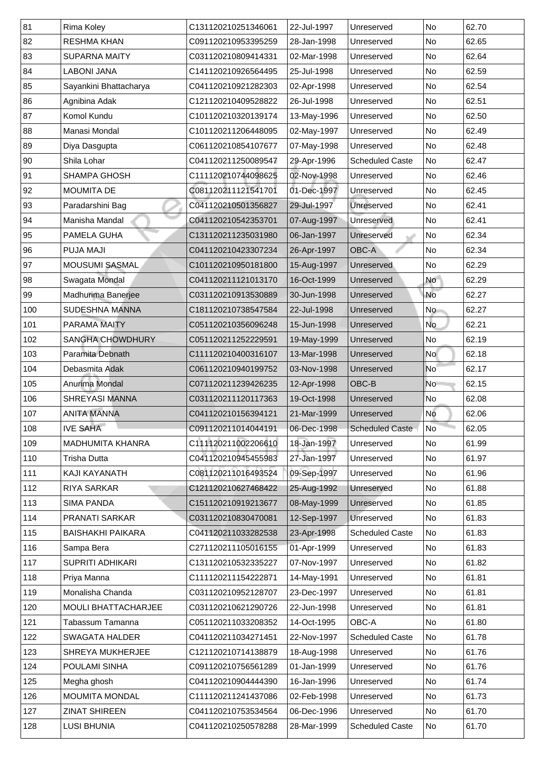| | | | | | | |
|---|---|---|---|---|---|---|
| 81 | Rima Koley | C131120210251346061 | 22-Jul-1997 | Unreserved | No | 62.70 |
| 82 | RESHMA KHAN | C091120210953395259 | 28-Jan-1998 | Unreserved | No | 62.65 |
| 83 | SUPARNA MAITY | C031120210809414331 | 02-Mar-1998 | Unreserved | No | 62.64 |
| 84 | LABONI JANA | C141120210926564495 | 25-Jul-1998 | Unreserved | No | 62.59 |
| 85 | Sayankini Bhattacharya | C041120210921282303 | 02-Apr-1998 | Unreserved | No | 62.54 |
| 86 | Agnibina Adak | C121120210409528822 | 26-Jul-1998 | Unreserved | No | 62.51 |
| 87 | Komol Kundu | C101120210320139174 | 13-May-1996 | Unreserved | No | 62.50 |
| 88 | Manasi Mondal | C101120211206448095 | 02-May-1997 | Unreserved | No | 62.49 |
| 89 | Diya Dasgupta | C061120210854107677 | 07-May-1998 | Unreserved | No | 62.48 |
| 90 | Shila Lohar | C041120211250089547 | 29-Apr-1996 | Scheduled Caste | No | 62.47 |
| 91 | SHAMPA GHOSH | C111120210744098625 | 02-Nov-1998 | Unreserved | No | 62.46 |
| 92 | MOUMITA DE | C081120211121541701 | 01-Dec-1997 | Unreserved | No | 62.45 |
| 93 | Paradarshini Bag | C041120210501356827 | 29-Jul-1997 | Unreserved | No | 62.41 |
| 94 | Manisha Mandal | C041120210542353701 | 07-Aug-1997 | Unreserved | No | 62.41 |
| 95 | PAMELA GUHA | C131120211235031980 | 06-Jan-1997 | Unreserved | No | 62.34 |
| 96 | PUJA MAJI | C041120210423307234 | 26-Apr-1997 | OBC-A | No | 62.34 |
| 97 | MOUSUMI SASMAL | C101120210950181800 | 15-Aug-1997 | Unreserved | No | 62.29 |
| 98 | Swagata Mondal | C041120211121013170 | 16-Oct-1999 | Unreserved | No | 62.29 |
| 99 | Madhurima Banerjee | C031120210913530889 | 30-Jun-1998 | Unreserved | No | 62.27 |
| 100 | SUDESHNA MANNA | C181120210738547584 | 22-Jul-1998 | Unreserved | No | 62.27 |
| 101 | PARAMA MAITY | C051120210356096248 | 15-Jun-1998 | Unreserved | No | 62.21 |
| 102 | SANGHA CHOWDHURY | C051120211252229591 | 19-May-1999 | Unreserved | No | 62.19 |
| 103 | Paramita Debnath | C111120210400316107 | 13-Mar-1998 | Unreserved | No | 62.18 |
| 104 | Debasmita Adak | C061120210940199752 | 03-Nov-1998 | Unreserved | No | 62.17 |
| 105 | Anurima Mondal | C071120211239426235 | 12-Apr-1998 | OBC-B | No | 62.15 |
| 106 | SHREYASI MANNA | C031120211120117363 | 19-Oct-1998 | Unreserved | No | 62.08 |
| 107 | ANITA MANNA | C041120210156394121 | 21-Mar-1999 | Unreserved | No | 62.06 |
| 108 | IVE SAHA | C091120211014044191 | 06-Dec-1998 | Scheduled Caste | No | 62.05 |
| 109 | MADHUMITA KHANRA | C111120211002206610 | 18-Jan-1997 | Unreserved | No | 61.99 |
| 110 | Trisha Dutta | C041120210945455983 | 27-Jan-1997 | Unreserved | No | 61.97 |
| 111 | KAJI KAYANATH | C081120211016493524 | 09-Sep-1997 | Unreserved | No | 61.96 |
| 112 | RIYA SARKAR | C121120210627468422 | 25-Aug-1992 | Unreserved | No | 61.88 |
| 113 | SIMA PANDA | C151120210919213677 | 08-May-1999 | Unreserved | No | 61.85 |
| 114 | PRANATI SARKAR | C031120210830470081 | 12-Sep-1997 | Unreserved | No | 61.83 |
| 115 | BAISHAKHI PAIKARA | C041120211033282538 | 23-Apr-1998 | Scheduled Caste | No | 61.83 |
| 116 | Sampa Bera | C271120211105016155 | 01-Apr-1999 | Unreserved | No | 61.83 |
| 117 | SUPRITI ADHIKARI | C131120210532335227 | 07-Nov-1997 | Unreserved | No | 61.82 |
| 118 | Priya Manna | C111120211154222871 | 14-May-1991 | Unreserved | No | 61.81 |
| 119 | Monalisha Chanda | C031120210952128707 | 23-Dec-1997 | Unreserved | No | 61.81 |
| 120 | MOULI BHATTACHARJEE | C031120210621290726 | 22-Jun-1998 | Unreserved | No | 61.81 |
| 121 | Tabassum Tamanna | C051120211033208352 | 14-Oct-1995 | OBC-A | No | 61.80 |
| 122 | SWAGATA HALDER | C041120211034271451 | 22-Nov-1997 | Scheduled Caste | No | 61.78 |
| 123 | SHREYA MUKHERJEE | C121120210714138879 | 18-Aug-1998 | Unreserved | No | 61.76 |
| 124 | POULAMI SINHA | C091120210756561289 | 01-Jan-1999 | Unreserved | No | 61.76 |
| 125 | Megha ghosh | C041120210904444390 | 16-Jan-1996 | Unreserved | No | 61.74 |
| 126 | MOUMITA MONDAL | C111120211241437086 | 02-Feb-1998 | Unreserved | No | 61.73 |
| 127 | ZINAT SHIREEN | C041120210753534564 | 06-Dec-1996 | Unreserved | No | 61.70 |
| 128 | LUSI BHUNIA | C041120210250578288 | 28-Mar-1999 | Scheduled Caste | No | 61.70 |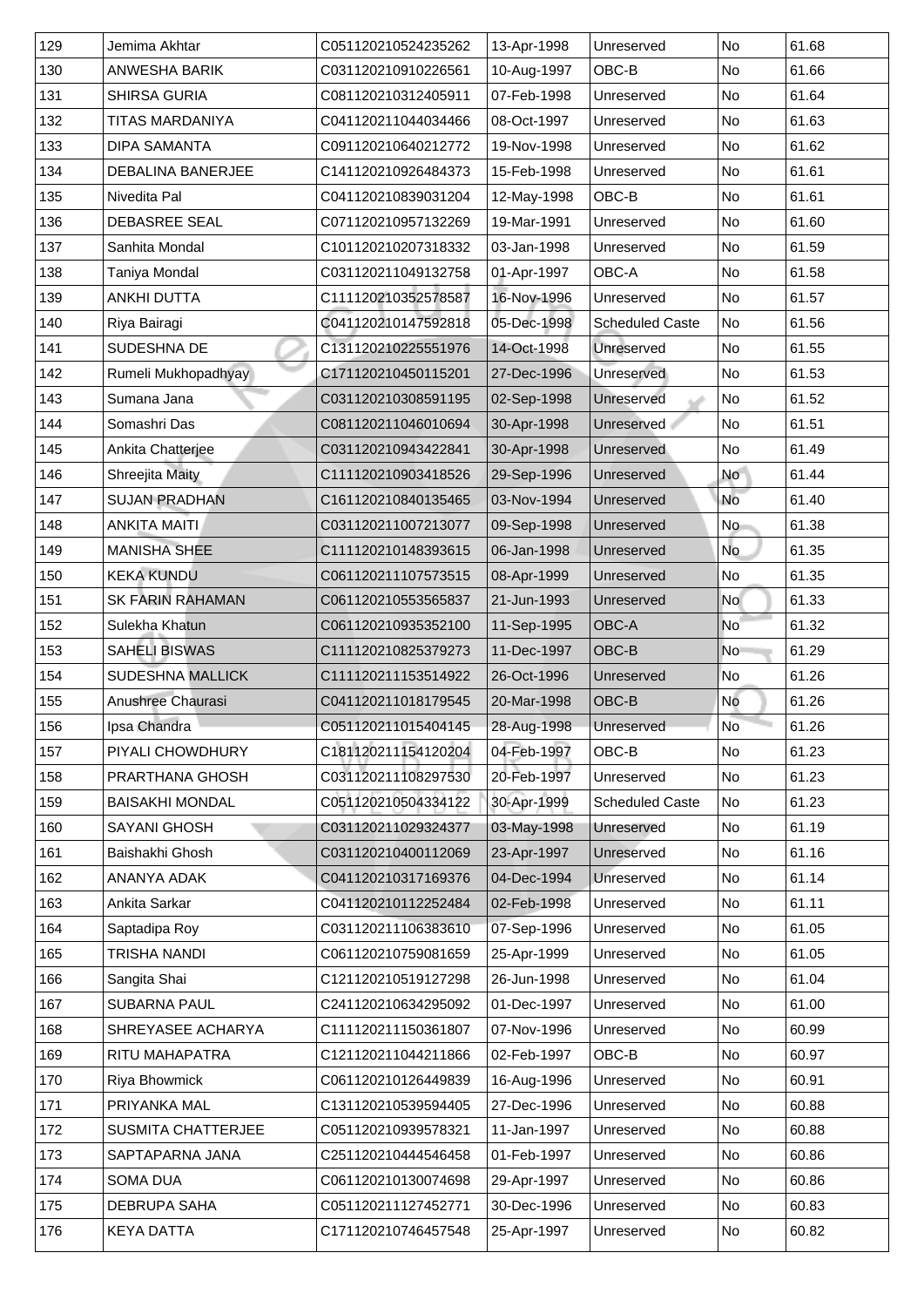| 129 | Jemima Akhtar | C051120210524235262 | 13-Apr-1998 | Unreserved | No | 61.68 |
|---|---|---|---|---|---|---|
| 130 | ANWESHA BARIK | C031120210910226561 | 10-Aug-1997 | OBC-B | No | 61.66 |
| 131 | SHIRSA GURIA | C081120210312405911 | 07-Feb-1998 | Unreserved | No | 61.64 |
| 132 | TITAS MARDANIYA | C041120211044034466 | 08-Oct-1997 | Unreserved | No | 61.63 |
| 133 | DIPA SAMANTA | C091120210640212772 | 19-Nov-1998 | Unreserved | No | 61.62 |
| 134 | DEBALINA BANERJEE | C141120210926484373 | 15-Feb-1998 | Unreserved | No | 61.61 |
| 135 | Nivedita Pal | C041120210839031204 | 12-May-1998 | OBC-B | No | 61.61 |
| 136 | DEBASREE SEAL | C071120210957132269 | 19-Mar-1991 | Unreserved | No | 61.60 |
| 137 | Sanhita Mondal | C101120210207318332 | 03-Jan-1998 | Unreserved | No | 61.59 |
| 138 | Taniya Mondal | C031120211049132758 | 01-Apr-1997 | OBC-A | No | 61.58 |
| 139 | ANKHI DUTTA | C111120210352578587 | 16-Nov-1996 | Unreserved | No | 61.57 |
| 140 | Riya Bairagi | C041120210147592818 | 05-Dec-1998 | Scheduled Caste | No | 61.56 |
| 141 | SUDESHNA DE | C131120210225551976 | 14-Oct-1998 | Unreserved | No | 61.55 |
| 142 | Rumeli Mukhopadhyay | C171120210450115201 | 27-Dec-1996 | Unreserved | No | 61.53 |
| 143 | Sumana Jana | C031120210308591195 | 02-Sep-1998 | Unreserved | No | 61.52 |
| 144 | Somashri Das | C081120211046010694 | 30-Apr-1998 | Unreserved | No | 61.51 |
| 145 | Ankita Chatterjee | C031120210943422841 | 30-Apr-1998 | Unreserved | No | 61.49 |
| 146 | Shreejita Maity | C111120210903418526 | 29-Sep-1996 | Unreserved | No | 61.44 |
| 147 | SUJAN PRADHAN | C161120210840135465 | 03-Nov-1994 | Unreserved | No | 61.40 |
| 148 | ANKITA MAITI | C031120211007213077 | 09-Sep-1998 | Unreserved | No | 61.38 |
| 149 | MANISHA SHEE | C111120210148393615 | 06-Jan-1998 | Unreserved | No | 61.35 |
| 150 | KEKA KUNDU | C061120211107573515 | 08-Apr-1999 | Unreserved | No | 61.35 |
| 151 | SK FARIN RAHAMAN | C061120210553565837 | 21-Jun-1993 | Unreserved | No | 61.33 |
| 152 | Sulekha Khatun | C061120210935352100 | 11-Sep-1995 | OBC-A | No | 61.32 |
| 153 | SAHELI BISWAS | C111120210825379273 | 11-Dec-1997 | OBC-B | No | 61.29 |
| 154 | SUDESHNA MALLICK | C111120211153514922 | 26-Oct-1996 | Unreserved | No | 61.26 |
| 155 | Anushree Chaurasi | C041120211018179545 | 20-Mar-1998 | OBC-B | No | 61.26 |
| 156 | Ipsa Chandra | C051120211015404145 | 28-Aug-1998 | Unreserved | No | 61.26 |
| 157 | PIYALI CHOWDHURY | C181120211154120204 | 04-Feb-1997 | OBC-B | No | 61.23 |
| 158 | PRARTHANA GHOSH | C031120211108297530 | 20-Feb-1997 | Unreserved | No | 61.23 |
| 159 | BAISAKHI MONDAL | C051120210504334122 | 30-Apr-1999 | Scheduled Caste | No | 61.23 |
| 160 | SAYANI GHOSH | C031120211029324377 | 03-May-1998 | Unreserved | No | 61.19 |
| 161 | Baishakhi Ghosh | C031120210400112069 | 23-Apr-1997 | Unreserved | No | 61.16 |
| 162 | ANANYA ADAK | C041120210317169376 | 04-Dec-1994 | Unreserved | No | 61.14 |
| 163 | Ankita Sarkar | C041120210112252484 | 02-Feb-1998 | Unreserved | No | 61.11 |
| 164 | Saptadipa Roy | C031120211106383610 | 07-Sep-1996 | Unreserved | No | 61.05 |
| 165 | TRISHA NANDI | C061120210759081659 | 25-Apr-1999 | Unreserved | No | 61.05 |
| 166 | Sangita Shai | C121120210519127298 | 26-Jun-1998 | Unreserved | No | 61.04 |
| 167 | SUBARNA PAUL | C241120210634295092 | 01-Dec-1997 | Unreserved | No | 61.00 |
| 168 | SHREYASEE ACHARYA | C111120211150361807 | 07-Nov-1996 | Unreserved | No | 60.99 |
| 169 | RITU MAHAPATRA | C121120211044211866 | 02-Feb-1997 | OBC-B | No | 60.97 |
| 170 | Riya Bhowmick | C061120210126449839 | 16-Aug-1996 | Unreserved | No | 60.91 |
| 171 | PRIYANKA MAL | C131120210539594405 | 27-Dec-1996 | Unreserved | No | 60.88 |
| 172 | SUSMITA CHATTERJEE | C051120210939578321 | 11-Jan-1997 | Unreserved | No | 60.88 |
| 173 | SAPTAPARNA JANA | C251120210444546458 | 01-Feb-1997 | Unreserved | No | 60.86 |
| 174 | SOMA DUA | C061120210130074698 | 29-Apr-1997 | Unreserved | No | 60.86 |
| 175 | DEBRUPA SAHA | C051120211127452771 | 30-Dec-1996 | Unreserved | No | 60.83 |
| 176 | KEYA DATTA | C171120210746457548 | 25-Apr-1997 | Unreserved | No | 60.82 |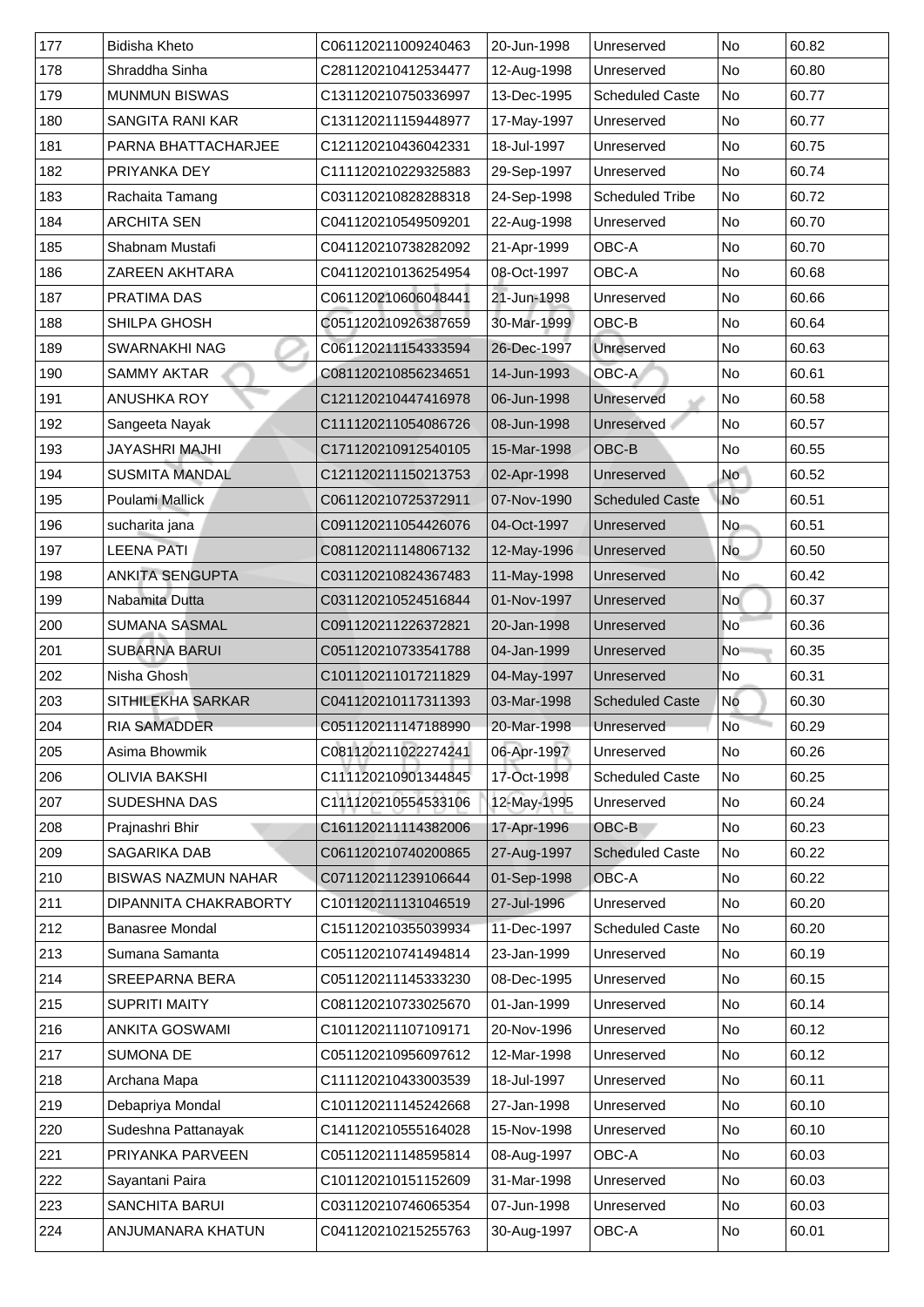| 177 | Bidisha Kheto | C061120211009240463 | 20-Jun-1998 | Unreserved | No | 60.82 |
|---|---|---|---|---|---|---|
| 178 | Shraddha Sinha | C281120210412534477 | 12-Aug-1998 | Unreserved | No | 60.80 |
| 179 | MUNMUN BISWAS | C131120210750336997 | 13-Dec-1995 | Scheduled Caste | No | 60.77 |
| 180 | SANGITA RANI KAR | C131120211159448977 | 17-May-1997 | Unreserved | No | 60.77 |
| 181 | PARNA BHATTACHARJEE | C121120210436042331 | 18-Jul-1997 | Unreserved | No | 60.75 |
| 182 | PRIYANKA DEY | C111120210229325883 | 29-Sep-1997 | Unreserved | No | 60.74 |
| 183 | Rachaita Tamang | C031120210828288318 | 24-Sep-1998 | Scheduled Tribe | No | 60.72 |
| 184 | ARCHITA SEN | C041120210549509201 | 22-Aug-1998 | Unreserved | No | 60.70 |
| 185 | Shabnam Mustafi | C041120210738282092 | 21-Apr-1999 | OBC-A | No | 60.70 |
| 186 | ZAREEN AKHTARA | C041120210136254954 | 08-Oct-1997 | OBC-A | No | 60.68 |
| 187 | PRATIMA DAS | C061120210606048441 | 21-Jun-1998 | Unreserved | No | 60.66 |
| 188 | SHILPA GHOSH | C051120210926387659 | 30-Mar-1999 | OBC-B | No | 60.64 |
| 189 | SWARNAKHI NAG | C061120211154333594 | 26-Dec-1997 | Unreserved | No | 60.63 |
| 190 | SAMMY AKTAR | C081120210856234651 | 14-Jun-1993 | OBC-A | No | 60.61 |
| 191 | ANUSHKA ROY | C121120210447416978 | 06-Jun-1998 | Unreserved | No | 60.58 |
| 192 | Sangeeta Nayak | C111120211054086726 | 08-Jun-1998 | Unreserved | No | 60.57 |
| 193 | JAYASHRI MAJHI | C171120210912540105 | 15-Mar-1998 | OBC-B | No | 60.55 |
| 194 | SUSMITA MANDAL | C121120211150213753 | 02-Apr-1998 | Unreserved | No | 60.52 |
| 195 | Poulami Mallick | C061120210725372911 | 07-Nov-1990 | Scheduled Caste | No | 60.51 |
| 196 | sucharita jana | C091120211054426076 | 04-Oct-1997 | Unreserved | No | 60.51 |
| 197 | LEENA PATI | C081120211148067132 | 12-May-1996 | Unreserved | No | 60.50 |
| 198 | ANKITA SENGUPTA | C031120210824367483 | 11-May-1998 | Unreserved | No | 60.42 |
| 199 | Nabamita Dutta | C031120210524516844 | 01-Nov-1997 | Unreserved | No | 60.37 |
| 200 | SUMANA SASMAL | C091120211226372821 | 20-Jan-1998 | Unreserved | No | 60.36 |
| 201 | SUBARNA BARUI | C051120210733541788 | 04-Jan-1999 | Unreserved | No | 60.35 |
| 202 | Nisha Ghosh | C101120211017211829 | 04-May-1997 | Unreserved | No | 60.31 |
| 203 | SITHILEKHA SARKAR | C041120210117311393 | 03-Mar-1998 | Scheduled Caste | No | 60.30 |
| 204 | RIA SAMADDER | C051120211147188990 | 20-Mar-1998 | Unreserved | No | 60.29 |
| 205 | Asima Bhowmik | C081120211022274241 | 06-Apr-1997 | Unreserved | No | 60.26 |
| 206 | OLIVIA BAKSHI | C111120210901344845 | 17-Oct-1998 | Scheduled Caste | No | 60.25 |
| 207 | SUDESHNA DAS | C111120210554533106 | 12-May-1995 | Unreserved | No | 60.24 |
| 208 | Prajnashri Bhir | C161120211114382006 | 17-Apr-1996 | OBC-B | No | 60.23 |
| 209 | SAGARIKA DAB | C061120210740200865 | 27-Aug-1997 | Scheduled Caste | No | 60.22 |
| 210 | BISWAS NAZMUN NAHAR | C071120211239106644 | 01-Sep-1998 | OBC-A | No | 60.22 |
| 211 | DIPANNITA CHAKRABORTY | C101120211131046519 | 27-Jul-1996 | Unreserved | No | 60.20 |
| 212 | Banasree Mondal | C151120210355039934 | 11-Dec-1997 | Scheduled Caste | No | 60.20 |
| 213 | Sumana Samanta | C051120210741494814 | 23-Jan-1999 | Unreserved | No | 60.19 |
| 214 | SREEPARNA BERA | C051120211145333230 | 08-Dec-1995 | Unreserved | No | 60.15 |
| 215 | SUPRITI MAITY | C081120210733025670 | 01-Jan-1999 | Unreserved | No | 60.14 |
| 216 | ANKITA GOSWAMI | C101120211107109171 | 20-Nov-1996 | Unreserved | No | 60.12 |
| 217 | SUMONA DE | C051120210956097612 | 12-Mar-1998 | Unreserved | No | 60.12 |
| 218 | Archana Mapa | C111120210433003539 | 18-Jul-1997 | Unreserved | No | 60.11 |
| 219 | Debapriya Mondal | C101120211145242668 | 27-Jan-1998 | Unreserved | No | 60.10 |
| 220 | Sudeshna Pattanayak | C141120210555164028 | 15-Nov-1998 | Unreserved | No | 60.10 |
| 221 | PRIYANKA PARVEEN | C051120211148595814 | 08-Aug-1997 | OBC-A | No | 60.03 |
| 222 | Sayantani Paira | C101120210151152609 | 31-Mar-1998 | Unreserved | No | 60.03 |
| 223 | SANCHITA BARUI | C031120210746065354 | 07-Jun-1998 | Unreserved | No | 60.03 |
| 224 | ANJUMANARA KHATUN | C041120210215255763 | 30-Aug-1997 | OBC-A | No | 60.01 |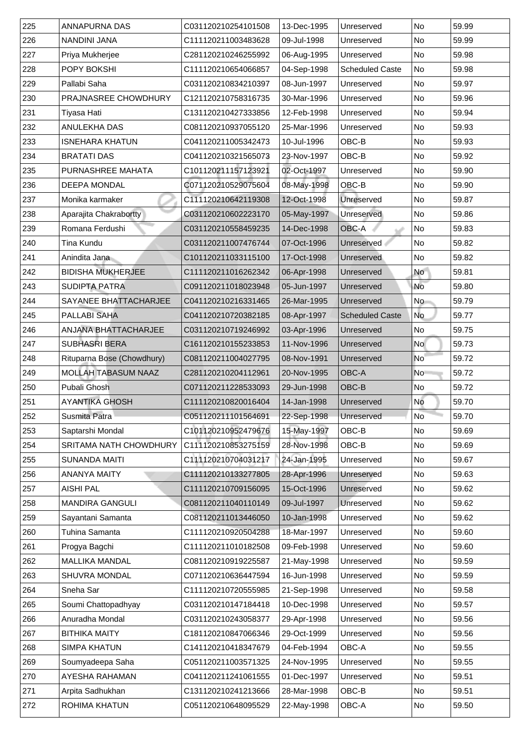| 225 | ANNAPURNA DAS | C031120210254101508 | 13-Dec-1995 | Unreserved | No | 59.99 |
|---|---|---|---|---|---|---|
| 226 | NANDINI JANA | C111120211003483628 | 09-Jul-1998 | Unreserved | No | 59.99 |
| 227 | Priya Mukherjee | C281120210246255992 | 06-Aug-1995 | Unreserved | No | 59.98 |
| 228 | POPY BOKSHI | C111120210654066857 | 04-Sep-1998 | Scheduled Caste | No | 59.98 |
| 229 | Pallabi Saha | C031120210834210397 | 08-Jun-1997 | Unreserved | No | 59.97 |
| 230 | PRAJNASREE CHOWDHURY | C121120210758316735 | 30-Mar-1996 | Unreserved | No | 59.96 |
| 231 | Tiyasa Hati | C131120210427333856 | 12-Feb-1998 | Unreserved | No | 59.94 |
| 232 | ANULEKHA DAS | C081120210937055120 | 25-Mar-1996 | Unreserved | No | 59.93 |
| 233 | ISNEHARA KHATUN | C041120211005342473 | 10-Jul-1996 | OBC-B | No | 59.93 |
| 234 | BRATATI DAS | C041120210321565073 | 23-Nov-1997 | OBC-B | No | 59.92 |
| 235 | PURNASHREE MAHATA | C101120211157123921 | 02-Oct-1997 | Unreserved | No | 59.90 |
| 236 | DEEPA MONDAL | C071120210529075604 | 08-May-1998 | OBC-B | No | 59.90 |
| 237 | Monika karmaker | C111120210642119308 | 12-Oct-1998 | Unreserved | No | 59.87 |
| 238 | Aparajita Chakrabortty | C031120210602223170 | 05-May-1997 | Unreserved | No | 59.86 |
| 239 | Romana Ferdushi | C031120210558459235 | 14-Dec-1998 | OBC-A | No | 59.83 |
| 240 | Tina Kundu | C031120211007476744 | 07-Oct-1996 | Unreserved | No | 59.82 |
| 241 | Anindita Jana | C101120211033115100 | 17-Oct-1998 | Unreserved | No | 59.82 |
| 242 | BIDISHA MUKHERJEE | C111120211016262342 | 06-Apr-1998 | Unreserved | No | 59.81 |
| 243 | SUDIPTA PATRA | C091120211018023948 | 05-Jun-1997 | Unreserved | No | 59.80 |
| 244 | SAYANEE BHATTACHARJEE | C041120210216331465 | 26-Mar-1995 | Unreserved | No | 59.79 |
| 245 | PALLABI SAHA | C041120210720382185 | 08-Apr-1997 | Scheduled Caste | No | 59.77 |
| 246 | ANJANA BHATTACHARJEE | C031120210719246992 | 03-Apr-1996 | Unreserved | No | 59.75 |
| 247 | SUBHASRI BERA | C161120210155233853 | 11-Nov-1996 | Unreserved | No | 59.73 |
| 248 | Rituparna Bose (Chowdhury) | C081120211004027795 | 08-Nov-1991 | Unreserved | No | 59.72 |
| 249 | MOLLAH TABASUM NAAZ | C281120210204112961 | 20-Nov-1995 | OBC-A | No | 59.72 |
| 250 | Pubali Ghosh | C071120211228533093 | 29-Jun-1998 | OBC-B | No | 59.72 |
| 251 | AYANTIKA GHOSH | C111120210820016404 | 14-Jan-1998 | Unreserved | No | 59.70 |
| 252 | Susmita Patra | C051120211101564691 | 22-Sep-1998 | Unreserved | No | 59.70 |
| 253 | Saptarshi Mondal | C101120210952479676 | 15-May-1997 | OBC-B | No | 59.69 |
| 254 | SRITAMA NATH CHOWDHURY | C111120210853275159 | 28-Nov-1998 | OBC-B | No | 59.69 |
| 255 | SUNANDA MAITI | C111120210704031217 | 24-Jan-1995 | Unreserved | No | 59.67 |
| 256 | ANANYA MAITY | C111120210133277805 | 28-Apr-1996 | Unreserved | No | 59.63 |
| 257 | AISHI PAL | C111120210709156095 | 15-Oct-1996 | Unreserved | No | 59.62 |
| 258 | MANDIRA GANGULI | C081120211040110149 | 09-Jul-1997 | Unreserved | No | 59.62 |
| 259 | Sayantani Samanta | C081120211013446050 | 10-Jan-1998 | Unreserved | No | 59.62 |
| 260 | Tuhina Samanta | C111120210920504288 | 18-Mar-1997 | Unreserved | No | 59.60 |
| 261 | Progya Bagchi | C111120211010182508 | 09-Feb-1998 | Unreserved | No | 59.60 |
| 262 | MALLIKA MANDAL | C081120210919225587 | 21-May-1998 | Unreserved | No | 59.59 |
| 263 | SHUVRA MONDAL | C071120210636447594 | 16-Jun-1998 | Unreserved | No | 59.59 |
| 264 | Sneha Sar | C111120210720555985 | 21-Sep-1998 | Unreserved | No | 59.58 |
| 265 | Soumi Chattopadhyay | C031120210147184418 | 10-Dec-1998 | Unreserved | No | 59.57 |
| 266 | Anuradha Mondal | C031120210243058377 | 29-Apr-1998 | Unreserved | No | 59.56 |
| 267 | BITHIKA MAITY | C181120210847066346 | 29-Oct-1999 | Unreserved | No | 59.56 |
| 268 | SIMPA KHATUN | C141120210418347679 | 04-Feb-1994 | OBC-A | No | 59.55 |
| 269 | Soumyadeepa Saha | C051120211003571325 | 24-Nov-1995 | Unreserved | No | 59.55 |
| 270 | AYESHA RAHAMAN | C041120211241061555 | 01-Dec-1997 | Unreserved | No | 59.51 |
| 271 | Arpita Sadhukhan | C131120210241213666 | 28-Mar-1998 | OBC-B | No | 59.51 |
| 272 | ROHIMA KHATUN | C051120210648095529 | 22-May-1998 | OBC-A | No | 59.50 |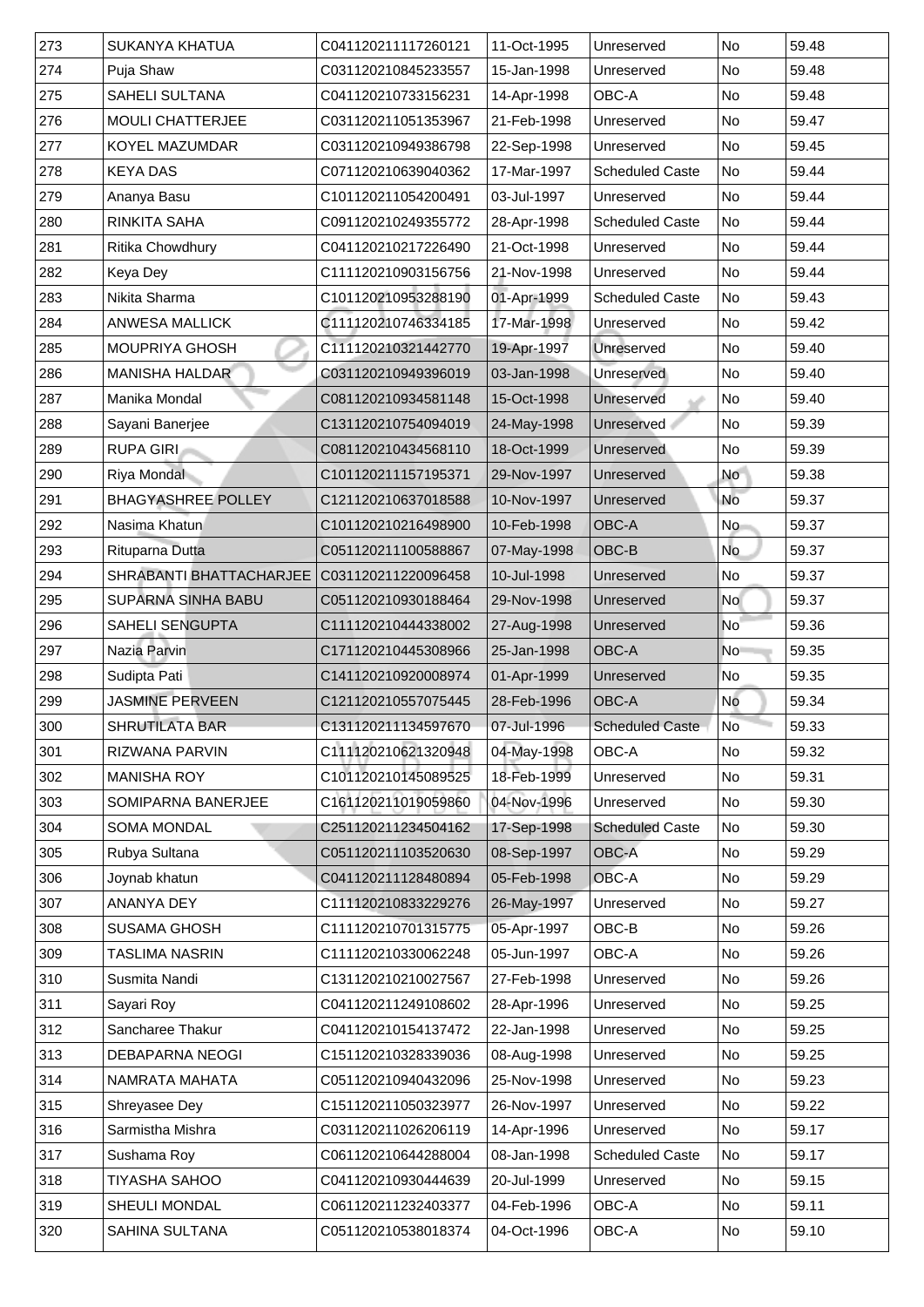| 273 | SUKANYA KHATUA | C041120211117260121 | 11-Oct-1995 | Unreserved | No | 59.48 |
|---|---|---|---|---|---|---|
| 274 | Puja Shaw | C031120210845233557 | 15-Jan-1998 | Unreserved | No | 59.48 |
| 275 | SAHELI SULTANA | C041120210733156231 | 14-Apr-1998 | OBC-A | No | 59.48 |
| 276 | MOULI CHATTERJEE | C031120211051353967 | 21-Feb-1998 | Unreserved | No | 59.47 |
| 277 | KOYEL MAZUMDAR | C031120210949386798 | 22-Sep-1998 | Unreserved | No | 59.45 |
| 278 | KEYA DAS | C071120210639040362 | 17-Mar-1997 | Scheduled Caste | No | 59.44 |
| 279 | Ananya Basu | C101120211054200491 | 03-Jul-1997 | Unreserved | No | 59.44 |
| 280 | RINKITA SAHA | C091120210249355772 | 28-Apr-1998 | Scheduled Caste | No | 59.44 |
| 281 | Ritika Chowdhury | C041120210217226490 | 21-Oct-1998 | Unreserved | No | 59.44 |
| 282 | Keya Dey | C111120210903156756 | 21-Nov-1998 | Unreserved | No | 59.44 |
| 283 | Nikita Sharma | C101120210953288190 | 01-Apr-1999 | Scheduled Caste | No | 59.43 |
| 284 | ANWESA MALLICK | C111120210746334185 | 17-Mar-1998 | Unreserved | No | 59.42 |
| 285 | MOUPRIYA GHOSH | C111120210321442770 | 19-Apr-1997 | Unreserved | No | 59.40 |
| 286 | MANISHA HALDAR | C031120210949396019 | 03-Jan-1998 | Unreserved | No | 59.40 |
| 287 | Manika Mondal | C081120210934581148 | 15-Oct-1998 | Unreserved | No | 59.40 |
| 288 | Sayani Banerjee | C131120210754094019 | 24-May-1998 | Unreserved | No | 59.39 |
| 289 | RUPA GIRI | C081120210434568110 | 18-Oct-1999 | Unreserved | No | 59.39 |
| 290 | Riya Mondal | C101120211157195371 | 29-Nov-1997 | Unreserved | No | 59.38 |
| 291 | BHAGYASHREE POLLEY | C121120210637018588 | 10-Nov-1997 | Unreserved | No | 59.37 |
| 292 | Nasima Khatun | C101120210216498900 | 10-Feb-1998 | OBC-A | No | 59.37 |
| 293 | Rituparna Dutta | C051120211100588867 | 07-May-1998 | OBC-B | No | 59.37 |
| 294 | SHRABANTI BHATTACHARJEE | C031120211220096458 | 10-Jul-1998 | Unreserved | No | 59.37 |
| 295 | SUPARNA SINHA BABU | C051120210930188464 | 29-Nov-1998 | Unreserved | No | 59.37 |
| 296 | SAHELI SENGUPTA | C111120210444338002 | 27-Aug-1998 | Unreserved | No | 59.36 |
| 297 | Nazia Parvin | C171120210445308966 | 25-Jan-1998 | OBC-A | No | 59.35 |
| 298 | Sudipta Pati | C141120210920008974 | 01-Apr-1999 | Unreserved | No | 59.35 |
| 299 | JASMINE PERVEEN | C121120210557075445 | 28-Feb-1996 | OBC-A | No | 59.34 |
| 300 | SHRUTILATA BAR | C131120211134597670 | 07-Jul-1996 | Scheduled Caste | No | 59.33 |
| 301 | RIZWANA PARVIN | C111120210621320948 | 04-May-1998 | OBC-A | No | 59.32 |
| 302 | MANISHA ROY | C101120210145089525 | 18-Feb-1999 | Unreserved | No | 59.31 |
| 303 | SOMIPARNA BANERJEE | C161120211019059860 | 04-Nov-1996 | Unreserved | No | 59.30 |
| 304 | SOMA MONDAL | C251120211234504162 | 17-Sep-1998 | Scheduled Caste | No | 59.30 |
| 305 | Rubya Sultana | C051120211103520630 | 08-Sep-1997 | OBC-A | No | 59.29 |
| 306 | Joynab khatun | C041120211128480894 | 05-Feb-1998 | OBC-A | No | 59.29 |
| 307 | ANANYA DEY | C111120210833229276 | 26-May-1997 | Unreserved | No | 59.27 |
| 308 | SUSAMA GHOSH | C111120210701315775 | 05-Apr-1997 | OBC-B | No | 59.26 |
| 309 | TASLIMA NASRIN | C111120210330062248 | 05-Jun-1997 | OBC-A | No | 59.26 |
| 310 | Susmita Nandi | C131120210210027567 | 27-Feb-1998 | Unreserved | No | 59.26 |
| 311 | Sayari Roy | C041120211249108602 | 28-Apr-1996 | Unreserved | No | 59.25 |
| 312 | Sancharee Thakur | C041120210154137472 | 22-Jan-1998 | Unreserved | No | 59.25 |
| 313 | DEBAPARNA NEOGI | C151120210328339036 | 08-Aug-1998 | Unreserved | No | 59.25 |
| 314 | NAMRATA MAHATA | C051120210940432096 | 25-Nov-1998 | Unreserved | No | 59.23 |
| 315 | Shreyasee Dey | C151120211050323977 | 26-Nov-1997 | Unreserved | No | 59.22 |
| 316 | Sarmistha Mishra | C031120211026206119 | 14-Apr-1996 | Unreserved | No | 59.17 |
| 317 | Sushama Roy | C061120210644288004 | 08-Jan-1998 | Scheduled Caste | No | 59.17 |
| 318 | TIYASHA SAHOO | C041120210930444639 | 20-Jul-1999 | Unreserved | No | 59.15 |
| 319 | SHEULI MONDAL | C061120211232403377 | 04-Feb-1996 | OBC-A | No | 59.11 |
| 320 | SAHINA SULTANA | C051120210538018374 | 04-Oct-1996 | OBC-A | No | 59.10 |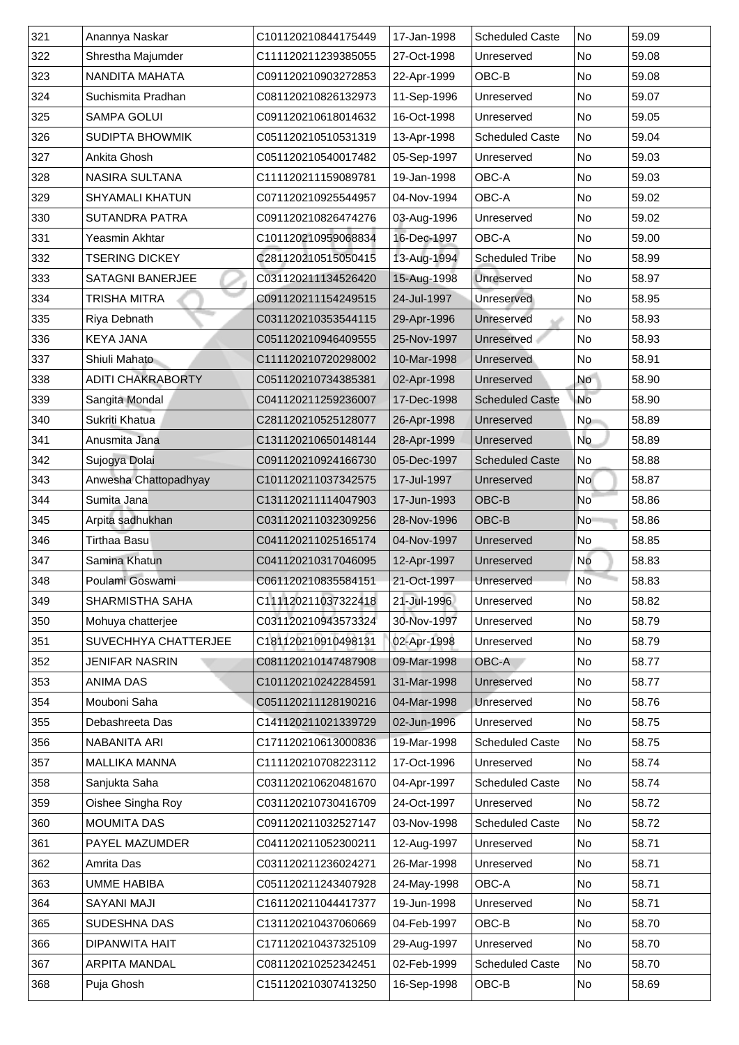| 321 | Anannya Naskar | C101120210844175449 | 17-Jan-1998 | Scheduled Caste | No | 59.09 |
|---|---|---|---|---|---|---|
| 322 | Shrestha Majumder | C111120211239385055 | 27-Oct-1998 | Unreserved | No | 59.08 |
| 323 | NANDITA MAHATA | C091120210903272853 | 22-Apr-1999 | OBC-B | No | 59.08 |
| 324 | Suchismita Pradhan | C081120210826132973 | 11-Sep-1996 | Unreserved | No | 59.07 |
| 325 | SAMPA GOLUI | C091120210618014632 | 16-Oct-1998 | Unreserved | No | 59.05 |
| 326 | SUDIPTA BHOWMIK | C051120210510531319 | 13-Apr-1998 | Scheduled Caste | No | 59.04 |
| 327 | Ankita Ghosh | C051120210540017482 | 05-Sep-1997 | Unreserved | No | 59.03 |
| 328 | NASIRA SULTANA | C111120211159089781 | 19-Jan-1998 | OBC-A | No | 59.03 |
| 329 | SHYAMALI KHATUN | C071120210925544957 | 04-Nov-1994 | OBC-A | No | 59.02 |
| 330 | SUTANDRA PATRA | C091120210826474276 | 03-Aug-1996 | Unreserved | No | 59.02 |
| 331 | Yeasmin Akhtar | C101120210959068834 | 16-Dec-1997 | OBC-A | No | 59.00 |
| 332 | TSERING DICKEY | C281120210515050415 | 13-Aug-1994 | Scheduled Tribe | No | 58.99 |
| 333 | SATAGNI BANERJEE | C031120211134526420 | 15-Aug-1998 | Unreserved | No | 58.97 |
| 334 | TRISHA MITRA | C091120211154249515 | 24-Jul-1997 | Unreserved | No | 58.95 |
| 335 | Riya Debnath | C031120210353544115 | 29-Apr-1996 | Unreserved | No | 58.93 |
| 336 | KEYA JANA | C051120210946409555 | 25-Nov-1997 | Unreserved | No | 58.93 |
| 337 | Shiuli Mahato | C111120210720298002 | 10-Mar-1998 | Unreserved | No | 58.91 |
| 338 | ADITI CHAKRABORTY | C051120210734385381 | 02-Apr-1998 | Unreserved | No | 58.90 |
| 339 | Sangita Mondal | C041120211259236007 | 17-Dec-1998 | Scheduled Caste | No | 58.90 |
| 340 | Sukriti Khatua | C281120210525128077 | 26-Apr-1998 | Unreserved | No | 58.89 |
| 341 | Anusmita Jana | C131120210650148144 | 28-Apr-1999 | Unreserved | No | 58.89 |
| 342 | Sujogya Dolai | C091120210924166730 | 05-Dec-1997 | Scheduled Caste | No | 58.88 |
| 343 | Anwesha Chattopadhyay | C101120211037342575 | 17-Jul-1997 | Unreserved | No | 58.87 |
| 344 | Sumita Jana | C131120211114047903 | 17-Jun-1993 | OBC-B | No | 58.86 |
| 345 | Arpita sadhukhan | C031120211032309256 | 28-Nov-1996 | OBC-B | No | 58.86 |
| 346 | Tirthaa Basu | C041120211025165174 | 04-Nov-1997 | Unreserved | No | 58.85 |
| 347 | Samina Khatun | C041120210317046095 | 12-Apr-1997 | Unreserved | No | 58.83 |
| 348 | Poulami Goswami | C061120210835584151 | 21-Oct-1997 | Unreserved | No | 58.83 |
| 349 | SHARMISTHA SAHA | C111120211037322418 | 21-Jul-1996 | Unreserved | No | 58.82 |
| 350 | Mohuya chatterjee | C031120210943573324 | 30-Nov-1997 | Unreserved | No | 58.79 |
| 351 | SUVECHHYA CHATTERJEE | C181120210910498131 | 02-Apr-1998 | Unreserved | No | 58.79 |
| 352 | JENIFAR NASRIN | C081120210147487908 | 09-Mar-1998 | OBC-A | No | 58.77 |
| 353 | ANIMA DAS | C101120210242284591 | 31-Mar-1998 | Unreserved | No | 58.77 |
| 354 | Mouboni Saha | C051120211128190216 | 04-Mar-1998 | Unreserved | No | 58.76 |
| 355 | Debashreeta Das | C141120211021339729 | 02-Jun-1996 | Unreserved | No | 58.75 |
| 356 | NABANITA ARI | C171120210613000836 | 19-Mar-1998 | Scheduled Caste | No | 58.75 |
| 357 | MALLIKA MANNA | C111120210708223112 | 17-Oct-1996 | Unreserved | No | 58.74 |
| 358 | Sanjukta Saha | C031120210620481670 | 04-Apr-1997 | Scheduled Caste | No | 58.74 |
| 359 | Oishee Singha Roy | C031120210730416709 | 24-Oct-1997 | Unreserved | No | 58.72 |
| 360 | MOUMITA DAS | C091120211032527147 | 03-Nov-1998 | Scheduled Caste | No | 58.72 |
| 361 | PAYEL MAZUMDER | C041120211052300211 | 12-Aug-1997 | Unreserved | No | 58.71 |
| 362 | Amrita Das | C031120211236024271 | 26-Mar-1998 | Unreserved | No | 58.71 |
| 363 | UMME HABIBA | C051120211243407928 | 24-May-1998 | OBC-A | No | 58.71 |
| 364 | SAYANI MAJI | C161120211044417377 | 19-Jun-1998 | Unreserved | No | 58.71 |
| 365 | SUDESHNA DAS | C131120210437060669 | 04-Feb-1997 | OBC-B | No | 58.70 |
| 366 | DIPANWITA HAIT | C171120210437325109 | 29-Aug-1997 | Unreserved | No | 58.70 |
| 367 | ARPITA MANDAL | C081120210252342451 | 02-Feb-1999 | Scheduled Caste | No | 58.70 |
| 368 | Puja Ghosh | C151120210307413250 | 16-Sep-1998 | OBC-B | No | 58.69 |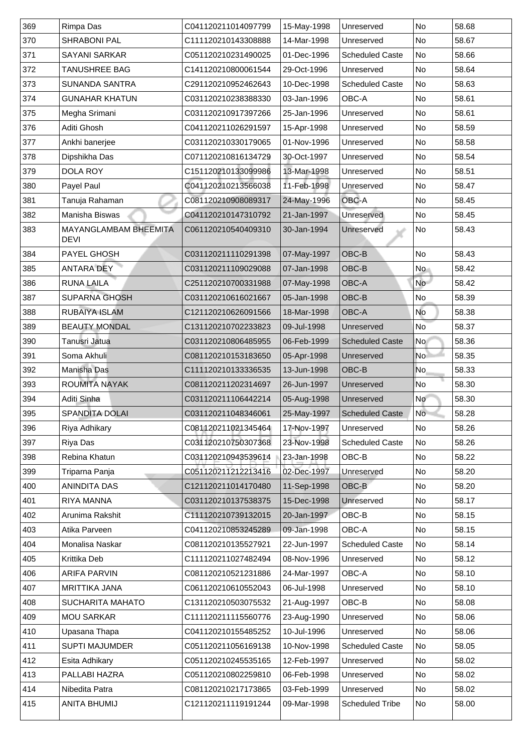| 369 | Rimpa Das | C041120211014097799 | 15-May-1998 | Unreserved | No | 58.68 |
|---|---|---|---|---|---|---|
| 370 | SHRABONI PAL | C111120210143308888 | 14-Mar-1998 | Unreserved | No | 58.67 |
| 371 | SAYANI SARKAR | C051120210231490025 | 01-Dec-1996 | Scheduled Caste | No | 58.66 |
| 372 | TANUSHREE BAG | C141120210800061544 | 29-Oct-1996 | Unreserved | No | 58.64 |
| 373 | SUNANDA SANTRA | C291120210952462643 | 10-Dec-1998 | Scheduled Caste | No | 58.63 |
| 374 | GUNAHAR KHATUN | C031120210238388330 | 03-Jan-1996 | OBC-A | No | 58.61 |
| 375 | Megha Srimani | C031120210917397266 | 25-Jan-1996 | Unreserved | No | 58.61 |
| 376 | Aditi Ghosh | C041120211026291597 | 15-Apr-1998 | Unreserved | No | 58.59 |
| 377 | Ankhi banerjee | C031120210330179065 | 01-Nov-1996 | Unreserved | No | 58.58 |
| 378 | Dipshikha Das | C071120210816134729 | 30-Oct-1997 | Unreserved | No | 58.54 |
| 379 | DOLA ROY | C151120210133099986 | 13-Mar-1998 | Unreserved | No | 58.51 |
| 380 | Payel Paul | C041120210213566038 | 11-Feb-1998 | Unreserved | No | 58.47 |
| 381 | Tanuja Rahaman | C081120210908089317 | 24-May-1996 | OBC-A | No | 58.45 |
| 382 | Manisha Biswas | C041120210147310792 | 21-Jan-1997 | Unreserved | No | 58.45 |
| 383 | MAYANGLAMBAM BHEEMITA DEVI | C061120210540409310 | 30-Jan-1994 | Unreserved | No | 58.43 |
| 384 | PAYEL GHOSH | C031120211110291398 | 07-May-1997 | OBC-B | No | 58.43 |
| 385 | ANTARA DEY | C031120211109029088 | 07-Jan-1998 | OBC-B | No | 58.42 |
| 386 | RUNA LAILA | C251120210700331988 | 07-May-1998 | OBC-A | No | 58.42 |
| 387 | SUPARNA GHOSH | C031120210616021667 | 05-Jan-1998 | OBC-B | No | 58.39 |
| 388 | RUBAIYA ISLAM | C121120210626091566 | 18-Mar-1998 | OBC-A | No | 58.38 |
| 389 | BEAUTY MONDAL | C131120210702233823 | 09-Jul-1998 | Unreserved | No | 58.37 |
| 390 | Tanusri Jatua | C031120210806485955 | 06-Feb-1999 | Scheduled Caste | No | 58.36 |
| 391 | Soma Akhuli | C081120210153183650 | 05-Apr-1998 | Unreserved | No | 58.35 |
| 392 | Manisha Das | C111120210133336535 | 13-Jun-1998 | OBC-B | No | 58.33 |
| 393 | ROUMITA NAYAK | C081120211202314697 | 26-Jun-1997 | Unreserved | No | 58.30 |
| 394 | Aditi Sinha | C031120211106442214 | 05-Aug-1998 | Unreserved | No | 58.30 |
| 395 | SPANDITA DOLAI | C031120211048346061 | 25-May-1997 | Scheduled Caste | No | 58.28 |
| 396 | Riya Adhikary | C081120211021345464 | 17-Nov-1997 | Unreserved | No | 58.26 |
| 397 | Riya Das | C031120210750307368 | 23-Nov-1998 | Scheduled Caste | No | 58.26 |
| 398 | Rebina Khatun | C031120210943539614 | 23-Jan-1998 | OBC-B | No | 58.22 |
| 399 | Triparna Panja | C051120211212213416 | 02-Dec-1997 | Unreserved | No | 58.20 |
| 400 | ANINDITA DAS | C121120211014170480 | 11-Sep-1998 | OBC-B | No | 58.20 |
| 401 | RIYA MANNA | C031120210137538375 | 15-Dec-1998 | Unreserved | No | 58.17 |
| 402 | Arunima Rakshit | C111120210739132015 | 20-Jan-1997 | OBC-B | No | 58.15 |
| 403 | Atika Parveen | C041120210853245289 | 09-Jan-1998 | OBC-A | No | 58.15 |
| 404 | Monalisa Naskar | C081120210135527921 | 22-Jun-1997 | Scheduled Caste | No | 58.14 |
| 405 | Krittika Deb | C111120211027482494 | 08-Nov-1996 | Unreserved | No | 58.12 |
| 406 | ARIFA PARVIN | C081120210521231886 | 24-Mar-1997 | OBC-A | No | 58.10 |
| 407 | MRITTIKA JANA | C061120210610552043 | 06-Jul-1998 | Unreserved | No | 58.10 |
| 408 | SUCHARITA MAHATO | C131120210503075532 | 21-Aug-1997 | OBC-B | No | 58.08 |
| 409 | MOU SARKAR | C111120211115560776 | 23-Aug-1990 | Unreserved | No | 58.06 |
| 410 | Upasana Thapa | C041120210155485252 | 10-Jul-1996 | Unreserved | No | 58.06 |
| 411 | SUPTI MAJUMDER | C051120211056169138 | 10-Nov-1998 | Scheduled Caste | No | 58.05 |
| 412 | Esita Adhikary | C051120210245535165 | 12-Feb-1997 | Unreserved | No | 58.02 |
| 413 | PALLABI HAZRA | C051120210802259810 | 06-Feb-1998 | Unreserved | No | 58.02 |
| 414 | Nibedita Patra | C081120210217173865 | 03-Feb-1999 | Unreserved | No | 58.02 |
| 415 | ANITA BHUMIJ | C121120211119191244 | 09-Mar-1998 | Scheduled Tribe | No | 58.00 |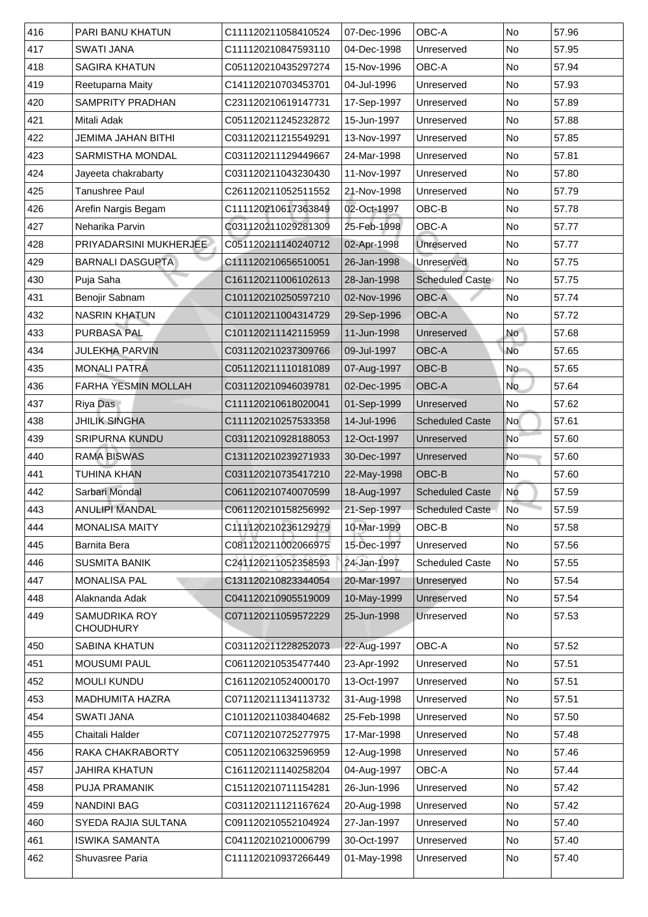| 416 | PARI BANU KHATUN | C111120211058410524 | 07-Dec-1996 | OBC-A | No | 57.96 |
|---|---|---|---|---|---|---|
| 417 | SWATI JANA | C111120210847593110 | 04-Dec-1998 | Unreserved | No | 57.95 |
| 418 | SAGIRA KHATUN | C051120210435297274 | 15-Nov-1996 | OBC-A | No | 57.94 |
| 419 | Reetuparna Maity | C141120210703453701 | 04-Jul-1996 | Unreserved | No | 57.93 |
| 420 | SAMPRITY PRADHAN | C231120210619147731 | 17-Sep-1997 | Unreserved | No | 57.89 |
| 421 | Mitali Adak | C051120211245232872 | 15-Jun-1997 | Unreserved | No | 57.88 |
| 422 | JEMIMA JAHAN BITHI | C031120211215549291 | 13-Nov-1997 | Unreserved | No | 57.85 |
| 423 | SARMISTHA MONDAL | C031120211129449667 | 24-Mar-1998 | Unreserved | No | 57.81 |
| 424 | Jayeeta chakrabarty | C031120211043230430 | 11-Nov-1997 | Unreserved | No | 57.80 |
| 425 | Tanushree Paul | C261120211052511552 | 21-Nov-1998 | Unreserved | No | 57.79 |
| 426 | Arefin Nargis Begam | C111120210617363849 | 02-Oct-1997 | OBC-B | No | 57.78 |
| 427 | Neharika Parvin | C031120211029281309 | 25-Feb-1998 | OBC-A | No | 57.77 |
| 428 | PRIYADARSINI MUKHERJEE | C051120211140240712 | 02-Apr-1998 | Unreserved | No | 57.77 |
| 429 | BARNALI DASGUPTA | C111120210656510051 | 26-Jan-1998 | Unreserved | No | 57.75 |
| 430 | Puja Saha | C161120211006102613 | 28-Jan-1998 | Scheduled Caste | No | 57.75 |
| 431 | Benojir Sabnam | C101120210250597210 | 02-Nov-1996 | OBC-A | No | 57.74 |
| 432 | NASRIN KHATUN | C101120211004314729 | 29-Sep-1996 | OBC-A | No | 57.72 |
| 433 | PURBASA PAL | C101120211142115959 | 11-Jun-1998 | Unreserved | No | 57.68 |
| 434 | JULEKHA PARVIN | C031120210237309766 | 09-Jul-1997 | OBC-A | No | 57.65 |
| 435 | MONALI PATRA | C051120211110181089 | 07-Aug-1997 | OBC-B | No | 57.65 |
| 436 | FARHA YESMIN MOLLAH | C031120210946039781 | 02-Dec-1995 | OBC-A | No | 57.64 |
| 437 | Riya Das | C111120210618020041 | 01-Sep-1999 | Unreserved | No | 57.62 |
| 438 | JHILIK SINGHA | C111120210257533358 | 14-Jul-1996 | Scheduled Caste | No | 57.61 |
| 439 | SRIPURNA KUNDU | C031120210928188053 | 12-Oct-1997 | Unreserved | No | 57.60 |
| 440 | RAMA BISWAS | C131120210239271933 | 30-Dec-1997 | Unreserved | No | 57.60 |
| 441 | TUHINA KHAN | C031120210735417210 | 22-May-1998 | OBC-B | No | 57.60 |
| 442 | Sarbari Mondal | C061120210740070599 | 18-Aug-1997 | Scheduled Caste | No | 57.59 |
| 443 | ANULIPI MANDAL | C061120210158256992 | 21-Sep-1997 | Scheduled Caste | No | 57.59 |
| 444 | MONALISA MAITY | C111120210236129279 | 10-Mar-1999 | OBC-B | No | 57.58 |
| 445 | Barnita Bera | C081120211002066975 | 15-Dec-1997 | Unreserved | No | 57.56 |
| 446 | SUSMITA BANIK | C241120211052358593 | 24-Jan-1997 | Scheduled Caste | No | 57.55 |
| 447 | MONALISA PAL | C131120210823344054 | 20-Mar-1997 | Unreserved | No | 57.54 |
| 448 | Alaknanda Adak | C041120210905519009 | 10-May-1999 | Unreserved | No | 57.54 |
| 449 | SAMUDRIKA ROY CHOUDHURY | C071120211059572229 | 25-Jun-1998 | Unreserved | No | 57.53 |
| 450 | SABINA KHATUN | C031120211228252073 | 22-Aug-1997 | OBC-A | No | 57.52 |
| 451 | MOUSUMI PAUL | C061120210535477440 | 23-Apr-1992 | Unreserved | No | 57.51 |
| 452 | MOULI KUNDU | C161120210524000170 | 13-Oct-1997 | Unreserved | No | 57.51 |
| 453 | MADHUMITA HAZRA | C071120211134113732 | 31-Aug-1998 | Unreserved | No | 57.51 |
| 454 | SWATI JANA | C101120211038404682 | 25-Feb-1998 | Unreserved | No | 57.50 |
| 455 | Chaitali Halder | C071120210725277975 | 17-Mar-1998 | Unreserved | No | 57.48 |
| 456 | RAKA CHAKRABORTY | C051120210632596959 | 12-Aug-1998 | Unreserved | No | 57.46 |
| 457 | JAHIRA KHATUN | C161120211140258204 | 04-Aug-1997 | OBC-A | No | 57.44 |
| 458 | PUJA PRAMANIK | C151120210711154281 | 26-Jun-1996 | Unreserved | No | 57.42 |
| 459 | NANDINI BAG | C031120211121167624 | 20-Aug-1998 | Unreserved | No | 57.42 |
| 460 | SYEDA RAJIA SULTANA | C091120210552104924 | 27-Jan-1997 | Unreserved | No | 57.40 |
| 461 | ISWIKA SAMANTA | C041120210210006799 | 30-Oct-1997 | Unreserved | No | 57.40 |
| 462 | Shuvasree Paria | C111120210937266449 | 01-May-1998 | Unreserved | No | 57.40 |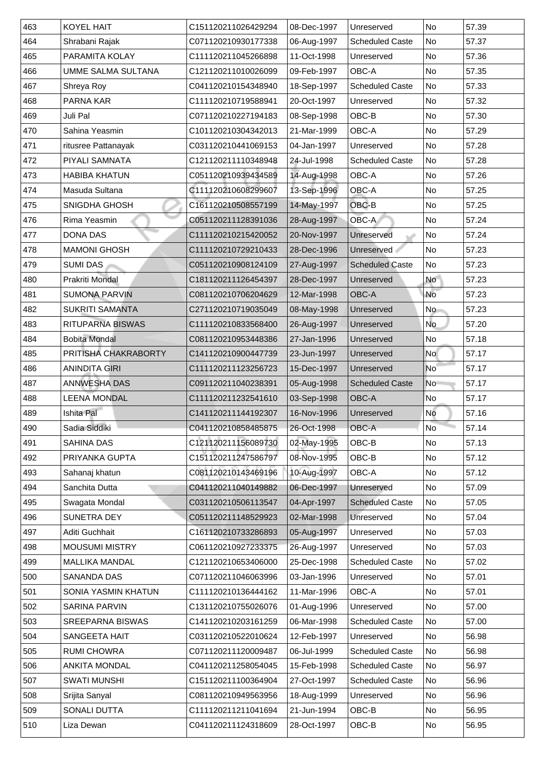| 463 | KOYEL HAIT | C151120211026429294 | 08-Dec-1997 | Unreserved | No | 57.39 |
|---|---|---|---|---|---|---|
| 464 | Shrabani Rajak | C071120210930177338 | 06-Aug-1997 | Scheduled Caste | No | 57.37 |
| 465 | PARAMITA KOLAY | C111120211045266898 | 11-Oct-1998 | Unreserved | No | 57.36 |
| 466 | UMME SALMA SULTANA | C121120211010026099 | 09-Feb-1997 | OBC-A | No | 57.35 |
| 467 | Shreya Roy | C041120210154348940 | 18-Sep-1997 | Scheduled Caste | No | 57.33 |
| 468 | PARNA KAR | C111120210719588941 | 20-Oct-1997 | Unreserved | No | 57.32 |
| 469 | Juli Pal | C071120210227194183 | 08-Sep-1998 | OBC-B | No | 57.30 |
| 470 | Sahina Yeasmin | C101120210304342013 | 21-Mar-1999 | OBC-A | No | 57.29 |
| 471 | ritusree Pattanayak | C031120210441069153 | 04-Jan-1997 | Unreserved | No | 57.28 |
| 472 | PIYALI SAMNATA | C121120211110348948 | 24-Jul-1998 | Scheduled Caste | No | 57.28 |
| 473 | HABIBA KHATUN | C051120210939434589 | 14-Aug-1998 | OBC-A | No | 57.26 |
| 474 | Masuda Sultana | C111120210608299607 | 13-Sep-1996 | OBC-A | No | 57.25 |
| 475 | SNIGDHA GHOSH | C161120210508557199 | 14-May-1997 | OBC-B | No | 57.25 |
| 476 | Rima Yeasmin | C051120211128391036 | 28-Aug-1997 | OBC-A | No | 57.24 |
| 477 | DONA DAS | C111120210215420052 | 20-Nov-1997 | Unreserved | No | 57.24 |
| 478 | MAMONI GHOSH | C111120210729210433 | 28-Dec-1996 | Unreserved | No | 57.23 |
| 479 | SUMI DAS | C051120210908124109 | 27-Aug-1997 | Scheduled Caste | No | 57.23 |
| 480 | Prakriti Mondal | C181120211126454397 | 28-Dec-1997 | Unreserved | No | 57.23 |
| 481 | SUMONA PARVIN | C081120210706204629 | 12-Mar-1998 | OBC-A | No | 57.23 |
| 482 | SUKRITI SAMANTA | C271120210719035049 | 08-May-1998 | Unreserved | No | 57.23 |
| 483 | RITUPARNA BISWAS | C111120210833568400 | 26-Aug-1997 | Unreserved | No | 57.20 |
| 484 | Bobita Mondal | C081120210953448386 | 27-Jan-1996 | Unreserved | No | 57.18 |
| 485 | PRITISHA CHAKRABORTY | C141120210900447739 | 23-Jun-1997 | Unreserved | No | 57.17 |
| 486 | ANINDITA GIRI | C111120211123256723 | 15-Dec-1997 | Unreserved | No | 57.17 |
| 487 | ANNWESHA DAS | C091120211040238391 | 05-Aug-1998 | Scheduled Caste | No | 57.17 |
| 488 | LEENA MONDAL | C111120211232541610 | 03-Sep-1998 | OBC-A | No | 57.17 |
| 489 | Ishita Pal | C141120211144192307 | 16-Nov-1996 | Unreserved | No | 57.16 |
| 490 | Sadia Siddiki | C041120210858485875 | 26-Oct-1998 | OBC-A | No | 57.14 |
| 491 | SAHINA DAS | C121120211156089730 | 02-May-1995 | OBC-B | No | 57.13 |
| 492 | PRIYANKA GUPTA | C151120211247586797 | 08-Nov-1995 | OBC-B | No | 57.12 |
| 493 | Sahanaj khatun | C081120210143469196 | 10-Aug-1997 | OBC-A | No | 57.12 |
| 494 | Sanchita Dutta | C041120211040149882 | 06-Dec-1997 | Unreserved | No | 57.09 |
| 495 | Swagata Mondal | C031120210506113547 | 04-Apr-1997 | Scheduled Caste | No | 57.05 |
| 496 | SUNETRA DEY | C051120211148529923 | 02-Mar-1998 | Unreserved | No | 57.04 |
| 497 | Aditi Guchhait | C161120210733286893 | 05-Aug-1997 | Unreserved | No | 57.03 |
| 498 | MOUSUMI MISTRY | C061120210927233375 | 26-Aug-1997 | Unreserved | No | 57.03 |
| 499 | MALLIKA MANDAL | C121120210653406000 | 25-Dec-1998 | Scheduled Caste | No | 57.02 |
| 500 | SANANDA DAS | C071120211046063996 | 03-Jan-1996 | Unreserved | No | 57.01 |
| 501 | SONIA YASMIN KHATUN | C111120210136444162 | 11-Mar-1996 | OBC-A | No | 57.01 |
| 502 | SARINA PARVIN | C131120210755026076 | 01-Aug-1996 | Unreserved | No | 57.00 |
| 503 | SREEPARNA BISWAS | C141120210203161259 | 06-Mar-1998 | Scheduled Caste | No | 57.00 |
| 504 | SANGEETA HAIT | C031120210522010624 | 12-Feb-1997 | Unreserved | No | 56.98 |
| 505 | RUMI CHOWRA | C071120211120009487 | 06-Jul-1999 | Scheduled Caste | No | 56.98 |
| 506 | ANKITA MONDAL | C041120211258054045 | 15-Feb-1998 | Scheduled Caste | No | 56.97 |
| 507 | SWATI MUNSHI | C151120211100364904 | 27-Oct-1997 | Scheduled Caste | No | 56.96 |
| 508 | Srijita Sanyal | C081120210949563956 | 18-Aug-1999 | Unreserved | No | 56.96 |
| 509 | SONALI DUTTA | C111120211211041694 | 21-Jun-1994 | OBC-B | No | 56.95 |
| 510 | Liza Dewan | C041120211124318609 | 28-Oct-1997 | OBC-B | No | 56.95 |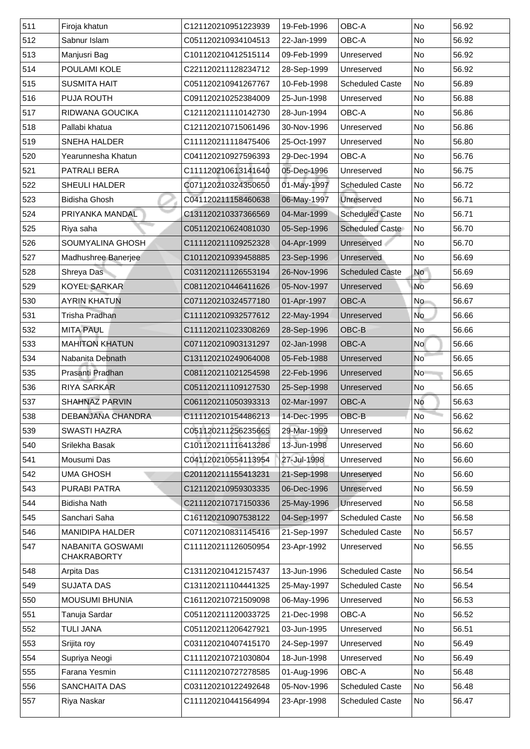| 511 | Firoja khatun | C121120210951223939 | 19-Feb-1996 | OBC-A | No | 56.92 |
|---|---|---|---|---|---|---|
| 512 | Sabnur Islam | C051120210934104513 | 22-Jan-1999 | OBC-A | No | 56.92 |
| 513 | Manjusri Bag | C101120210412515114 | 09-Feb-1999 | Unreserved | No | 56.92 |
| 514 | POULAMI KOLE | C221120211128234712 | 28-Sep-1999 | Unreserved | No | 56.92 |
| 515 | SUSMITA HAIT | C051120210941267767 | 10-Feb-1998 | Scheduled Caste | No | 56.89 |
| 516 | PUJA ROUTH | C091120210252384009 | 25-Jun-1998 | Unreserved | No | 56.88 |
| 517 | RIDWANA GOUCIKA | C121120211110142730 | 28-Jun-1994 | OBC-A | No | 56.86 |
| 518 | Pallabi khatua | C121120210715061496 | 30-Nov-1996 | Unreserved | No | 56.86 |
| 519 | SNEHA HALDER | C111120211118475406 | 25-Oct-1997 | Unreserved | No | 56.80 |
| 520 | Yearunnesha Khatun | C041120210927596393 | 29-Dec-1994 | OBC-A | No | 56.76 |
| 521 | PATRALI BERA | C111120210613141640 | 05-Dec-1996 | Unreserved | No | 56.75 |
| 522 | SHEULI HALDER | C071120210324350650 | 01-May-1997 | Scheduled Caste | No | 56.72 |
| 523 | Bidisha Ghosh | C041120211158460638 | 06-May-1997 | Unreserved | No | 56.71 |
| 524 | PRIYANKA MANDAL | C131120210337366569 | 04-Mar-1999 | Scheduled Caste | No | 56.71 |
| 525 | Riya saha | C051120210624081030 | 05-Sep-1996 | Scheduled Caste | No | 56.70 |
| 526 | SOUMYALINA GHOSH | C111120211109252328 | 04-Apr-1999 | Unreserved | No | 56.70 |
| 527 | Madhushree Banerjee | C101120210939458885 | 23-Sep-1996 | Unreserved | No | 56.69 |
| 528 | Shreya Das | C031120211126553194 | 26-Nov-1996 | Scheduled Caste | No | 56.69 |
| 529 | KOYEL SARKAR | C081120210446411626 | 05-Nov-1997 | Unreserved | No | 56.69 |
| 530 | AYRIN KHATUN | C071120210324577180 | 01-Apr-1997 | OBC-A | No | 56.67 |
| 531 | Trisha Pradhan | C111120210932577612 | 22-May-1994 | Unreserved | No | 56.66 |
| 532 | MITA PAUL | C111120211023308269 | 28-Sep-1996 | OBC-B | No | 56.66 |
| 533 | MAHITON KHATUN | C071120210903131297 | 02-Jan-1998 | OBC-A | No | 56.66 |
| 534 | Nabanita Debnath | C131120210249064008 | 05-Feb-1988 | Unreserved | No | 56.65 |
| 535 | Prasanti Pradhan | C081120211021254598 | 22-Feb-1996 | Unreserved | No | 56.65 |
| 536 | RIYA SARKAR | C051120211109127530 | 25-Sep-1998 | Unreserved | No | 56.65 |
| 537 | SHAHNAZ PARVIN | C061120211050393313 | 02-Mar-1997 | OBC-A | No | 56.63 |
| 538 | DEBANJANA CHANDRA | C111120210154486213 | 14-Dec-1995 | OBC-B | No | 56.62 |
| 539 | SWASTI HAZRA | C051120211256235665 | 29-Mar-1999 | Unreserved | No | 56.62 |
| 540 | Srilekha Basak | C101120211116413286 | 13-Jun-1998 | Unreserved | No | 56.60 |
| 541 | Mousumi Das | C041120210554113954 | 27-Jul-1998 | Unreserved | No | 56.60 |
| 542 | UMA GHOSH | C201120211155413231 | 21-Sep-1998 | Unreserved | No | 56.60 |
| 543 | PURABI PATRA | C121120210959303335 | 06-Dec-1996 | Unreserved | No | 56.59 |
| 544 | Bidisha Nath | C211120210717150336 | 25-May-1996 | Unreserved | No | 56.58 |
| 545 | Sanchari Saha | C161120210907538122 | 04-Sep-1997 | Scheduled Caste | No | 56.58 |
| 546 | MANIDIPA HALDER | C071120210831145416 | 21-Sep-1997 | Scheduled Caste | No | 56.57 |
| 547 | NABANITA GOSWAMI CHAKRABORTY | C111120211126050954 | 23-Apr-1992 | Unreserved | No | 56.55 |
| 548 | Arpita Das | C131120210412157437 | 13-Jun-1996 | Scheduled Caste | No | 56.54 |
| 549 | SUJATA DAS | C131120211104441325 | 25-May-1997 | Scheduled Caste | No | 56.54 |
| 550 | MOUSUMI BHUNIA | C161120210721509098 | 06-May-1996 | Unreserved | No | 56.53 |
| 551 | Tanuja Sardar | C051120211120033725 | 21-Dec-1998 | OBC-A | No | 56.52 |
| 552 | TULI JANA | C051120211206427921 | 03-Jun-1995 | Unreserved | No | 56.51 |
| 553 | Srijita roy | C031120210407415170 | 24-Sep-1997 | Unreserved | No | 56.49 |
| 554 | Supriya Neogi | C111120210721030804 | 18-Jun-1998 | Unreserved | No | 56.49 |
| 555 | Farana Yesmin | C111120210727278585 | 01-Aug-1996 | OBC-A | No | 56.48 |
| 556 | SANCHAITA DAS | C031120210122492648 | 05-Nov-1996 | Scheduled Caste | No | 56.48 |
| 557 | Riya Naskar | C111120210441564994 | 23-Apr-1998 | Scheduled Caste | No | 56.47 |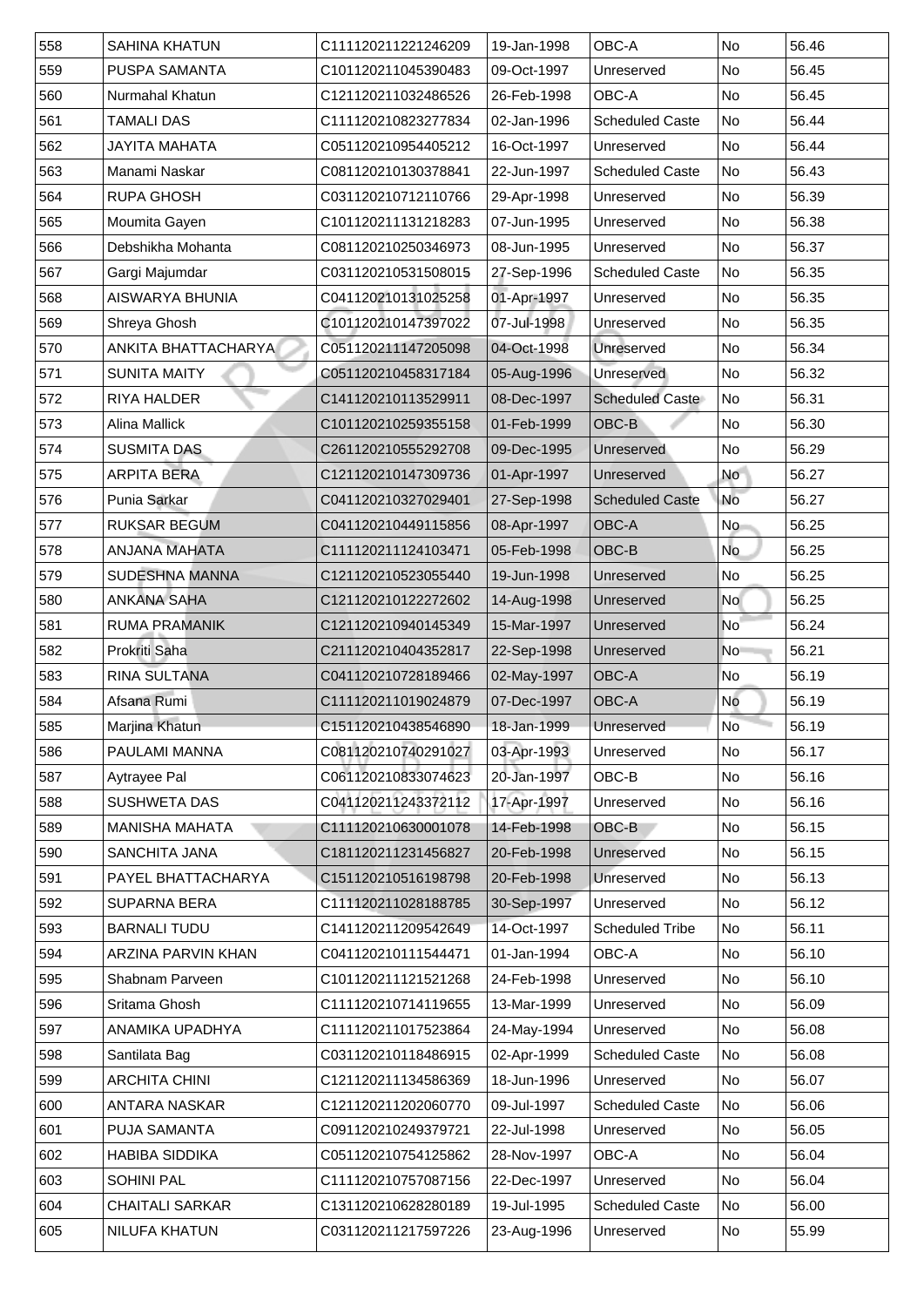| 558 | SAHINA KHATUN | C111120211221246209 | 19-Jan-1998 | OBC-A | No | 56.46 |
|---|---|---|---|---|---|---|
| 559 | PUSPA SAMANTA | C101120211045390483 | 09-Oct-1997 | Unreserved | No | 56.45 |
| 560 | Nurmahal Khatun | C121120211032486526 | 26-Feb-1998 | OBC-A | No | 56.45 |
| 561 | TAMALI DAS | C111120210823277834 | 02-Jan-1996 | Scheduled Caste | No | 56.44 |
| 562 | JAYITA MAHATA | C051120210954405212 | 16-Oct-1997 | Unreserved | No | 56.44 |
| 563 | Manami Naskar | C081120210130378841 | 22-Jun-1997 | Scheduled Caste | No | 56.43 |
| 564 | RUPA GHOSH | C031120210712110766 | 29-Apr-1998 | Unreserved | No | 56.39 |
| 565 | Moumita Gayen | C101120211131218283 | 07-Jun-1995 | Unreserved | No | 56.38 |
| 566 | Debshikha Mohanta | C081120210250346973 | 08-Jun-1995 | Unreserved | No | 56.37 |
| 567 | Gargi Majumdar | C031120210531508015 | 27-Sep-1996 | Scheduled Caste | No | 56.35 |
| 568 | AISWARYA BHUNIA | C041120210131025258 | 01-Apr-1997 | Unreserved | No | 56.35 |
| 569 | Shreya Ghosh | C101120210147397022 | 07-Jul-1998 | Unreserved | No | 56.35 |
| 570 | ANKITA BHATTACHARYA | C051120211147205098 | 04-Oct-1998 | Unreserved | No | 56.34 |
| 571 | SUNITA MAITY | C051120210458317184 | 05-Aug-1996 | Unreserved | No | 56.32 |
| 572 | RIYA HALDER | C141120210113529911 | 08-Dec-1997 | Scheduled Caste | No | 56.31 |
| 573 | Alina Mallick | C101120210259355158 | 01-Feb-1999 | OBC-B | No | 56.30 |
| 574 | SUSMITA DAS | C261120210555292708 | 09-Dec-1995 | Unreserved | No | 56.29 |
| 575 | ARPITA BERA | C121120210147309736 | 01-Apr-1997 | Unreserved | No | 56.27 |
| 576 | Punia Sarkar | C041120210327029401 | 27-Sep-1998 | Scheduled Caste | No | 56.27 |
| 577 | RUKSAR BEGUM | C041120210449115856 | 08-Apr-1997 | OBC-A | No | 56.25 |
| 578 | ANJANA MAHATA | C111120211124103471 | 05-Feb-1998 | OBC-B | No | 56.25 |
| 579 | SUDESHNA MANNA | C121120210523055440 | 19-Jun-1998 | Unreserved | No | 56.25 |
| 580 | ANKANA SAHA | C121120210122272602 | 14-Aug-1998 | Unreserved | No | 56.25 |
| 581 | RUMA PRAMANIK | C121120210940145349 | 15-Mar-1997 | Unreserved | No | 56.24 |
| 582 | Prokriti Saha | C211120210404352817 | 22-Sep-1998 | Unreserved | No | 56.21 |
| 583 | RINA SULTANA | C041120210728189466 | 02-May-1997 | OBC-A | No | 56.19 |
| 584 | Afsana Rumi | C111120211019024879 | 07-Dec-1997 | OBC-A | No | 56.19 |
| 585 | Marjina Khatun | C151120210438546890 | 18-Jan-1999 | Unreserved | No | 56.19 |
| 586 | PAULAMI MANNA | C081120210740291027 | 03-Apr-1993 | Unreserved | No | 56.17 |
| 587 | Aytrayee Pal | C061120210833074623 | 20-Jan-1997 | OBC-B | No | 56.16 |
| 588 | SUSHWETA DAS | C041120211243372112 | 17-Apr-1997 | Unreserved | No | 56.16 |
| 589 | MANISHA MAHATA | C111120210630001078 | 14-Feb-1998 | OBC-B | No | 56.15 |
| 590 | SANCHITA JANA | C181120211231456827 | 20-Feb-1998 | Unreserved | No | 56.15 |
| 591 | PAYEL BHATTACHARYA | C151120210516198798 | 20-Feb-1998 | Unreserved | No | 56.13 |
| 592 | SUPARNA BERA | C111120211028188785 | 30-Sep-1997 | Unreserved | No | 56.12 |
| 593 | BARNALI TUDU | C141120211209542649 | 14-Oct-1997 | Scheduled Tribe | No | 56.11 |
| 594 | ARZINA PARVIN KHAN | C041120210111544471 | 01-Jan-1994 | OBC-A | No | 56.10 |
| 595 | Shabnam Parveen | C101120211121521268 | 24-Feb-1998 | Unreserved | No | 56.10 |
| 596 | Sritama Ghosh | C111120210714119655 | 13-Mar-1999 | Unreserved | No | 56.09 |
| 597 | ANAMIKA UPADHYA | C111120211017523864 | 24-May-1994 | Unreserved | No | 56.08 |
| 598 | Santilata Bag | C031120210118486915 | 02-Apr-1999 | Scheduled Caste | No | 56.08 |
| 599 | ARCHITA CHINI | C121120211134586369 | 18-Jun-1996 | Unreserved | No | 56.07 |
| 600 | ANTARA NASKAR | C121120211202060770 | 09-Jul-1997 | Scheduled Caste | No | 56.06 |
| 601 | PUJA SAMANTA | C091120210249379721 | 22-Jul-1998 | Unreserved | No | 56.05 |
| 602 | HABIBA SIDDIKA | C051120210754125862 | 28-Nov-1997 | OBC-A | No | 56.04 |
| 603 | SOHINI PAL | C111120210757087156 | 22-Dec-1997 | Unreserved | No | 56.04 |
| 604 | CHAITALI SARKAR | C131120210628280189 | 19-Jul-1995 | Scheduled Caste | No | 56.00 |
| 605 | NILUFA KHATUN | C031120211217597226 | 23-Aug-1996 | Unreserved | No | 55.99 |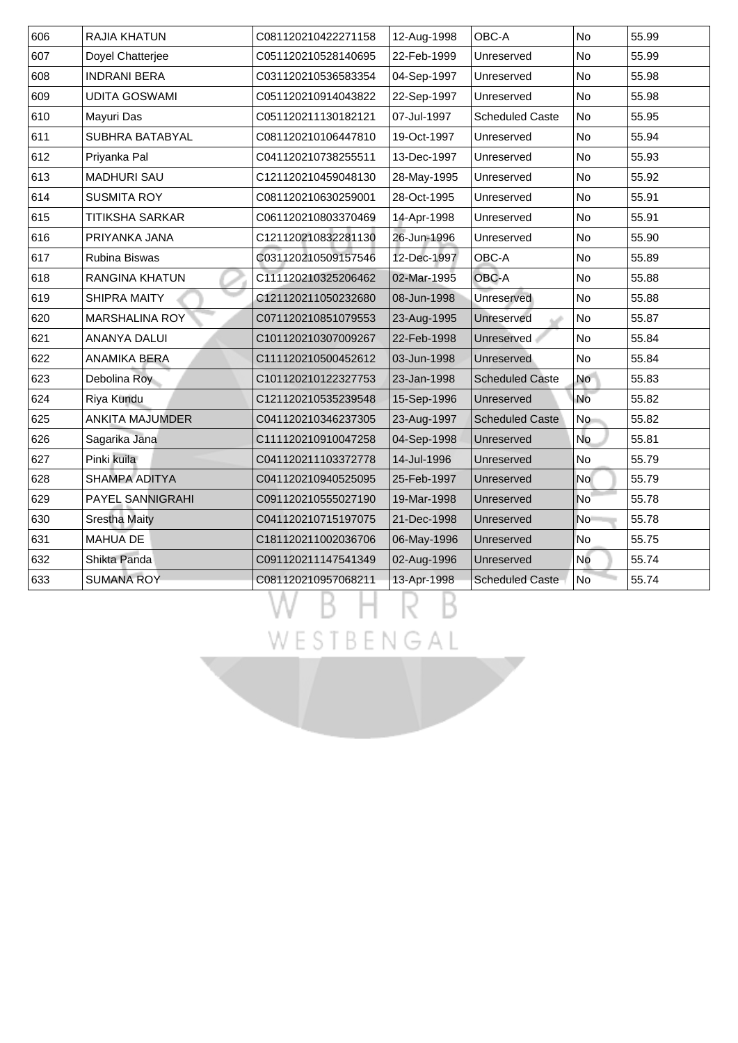| | | | | | | |
|---|---|---|---|---|---|---|
| 606 | RAJIA KHATUN | C081120210422271158 | 12-Aug-1998 | OBC-A | No | 55.99 |
| 607 | Doyel Chatterjee | C051120210528140695 | 22-Feb-1999 | Unreserved | No | 55.99 |
| 608 | INDRANI BERA | C031120210536583354 | 04-Sep-1997 | Unreserved | No | 55.98 |
| 609 | UDITA GOSWAMI | C051120210914043822 | 22-Sep-1997 | Unreserved | No | 55.98 |
| 610 | Mayuri Das | C051120211130182121 | 07-Jul-1997 | Scheduled Caste | No | 55.95 |
| 611 | SUBHRA BATABYAL | C081120210106447810 | 19-Oct-1997 | Unreserved | No | 55.94 |
| 612 | Priyanka Pal | C041120210738255511 | 13-Dec-1997 | Unreserved | No | 55.93 |
| 613 | MADHURI SAU | C121120210459048130 | 28-May-1995 | Unreserved | No | 55.92 |
| 614 | SUSMITA ROY | C081120210630259001 | 28-Oct-1995 | Unreserved | No | 55.91 |
| 615 | TITIKSHA SARKAR | C061120210803370469 | 14-Apr-1998 | Unreserved | No | 55.91 |
| 616 | PRIYANKA JANA | C121120210832281130 | 26-Jun-1996 | Unreserved | No | 55.90 |
| 617 | Rubina Biswas | C031120210509157546 | 12-Dec-1997 | OBC-A | No | 55.89 |
| 618 | RANGINA KHATUN | C111120210325206462 | 02-Mar-1995 | OBC-A | No | 55.88 |
| 619 | SHIPRA MAITY | C121120211050232680 | 08-Jun-1998 | Unreserved | No | 55.88 |
| 620 | MARSHALINA ROY | C071120210851079553 | 23-Aug-1995 | Unreserved | No | 55.87 |
| 621 | ANANYA DALUI | C101120210307009267 | 22-Feb-1998 | Unreserved | No | 55.84 |
| 622 | ANAMIKA BERA | C111120210500452612 | 03-Jun-1998 | Unreserved | No | 55.84 |
| 623 | Debolina Roy | C101120210122327753 | 23-Jan-1998 | Scheduled Caste | No | 55.83 |
| 624 | Riya Kundu | C121120210535239548 | 15-Sep-1996 | Unreserved | No | 55.82 |
| 625 | ANKITA MAJUMDER | C041120210346237305 | 23-Aug-1997 | Scheduled Caste | No | 55.82 |
| 626 | Sagarika Jana | C111120210910047258 | 04-Sep-1998 | Unreserved | No | 55.81 |
| 627 | Pinki kuila | C041120211103372778 | 14-Jul-1996 | Unreserved | No | 55.79 |
| 628 | SHAMPA ADITYA | C041120210940525095 | 25-Feb-1997 | Unreserved | No | 55.79 |
| 629 | PAYEL SANNIGRAHI | C091120210555027190 | 19-Mar-1998 | Unreserved | No | 55.78 |
| 630 | Srestha Maity | C041120210715197075 | 21-Dec-1998 | Unreserved | No | 55.78 |
| 631 | MAHUA DE | C181120211002036706 | 06-May-1996 | Unreserved | No | 55.75 |
| 632 | Shikta Panda | C091120211147541349 | 02-Aug-1996 | Unreserved | No | 55.74 |
| 633 | SUMANA ROY | C081120210957068211 | 13-Apr-1998 | Scheduled Caste | No | 55.74 |